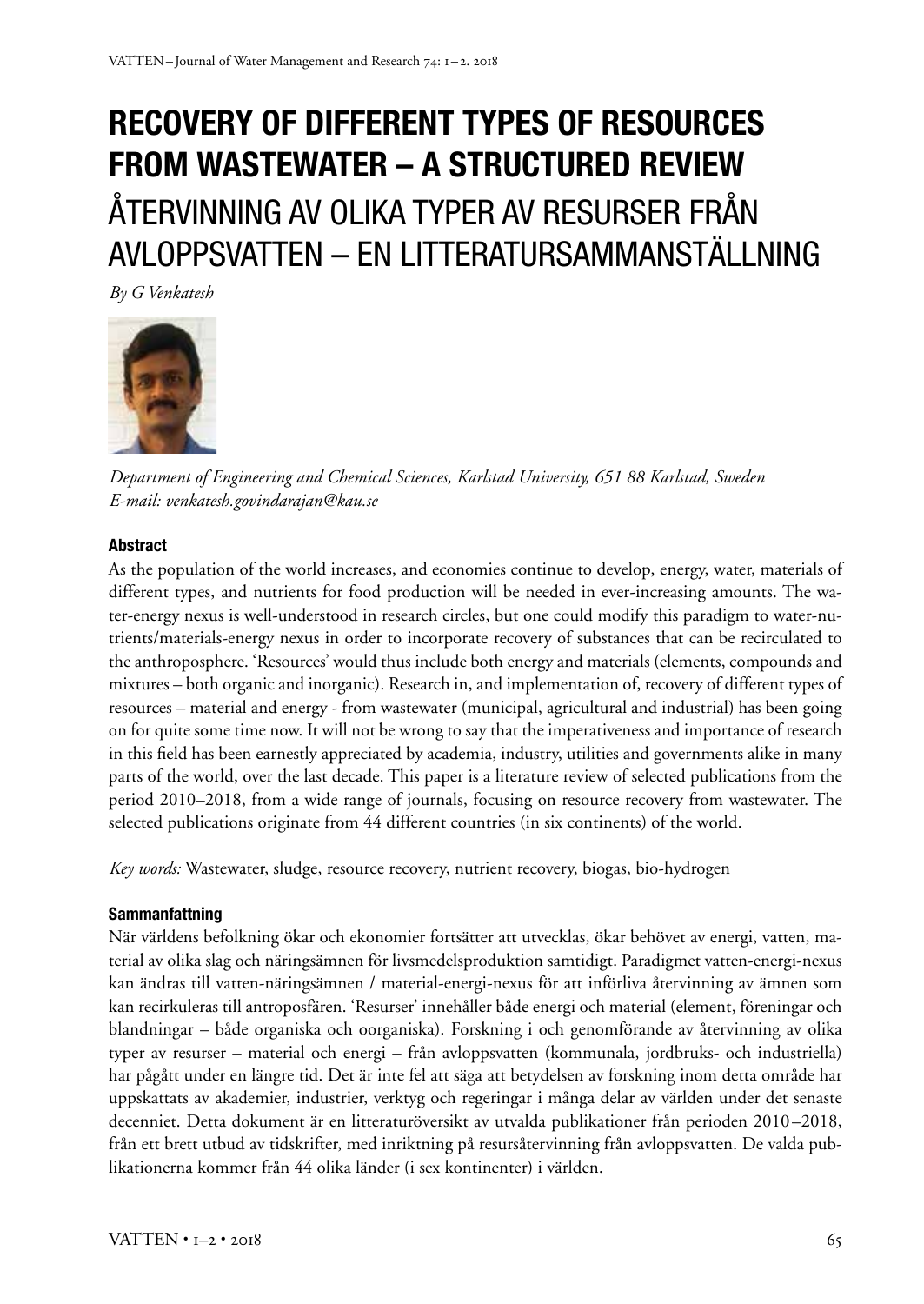# RECOVERY OF DIFFERENT TYPES OF RESOURCES FROM WASTEWATER – A STRUCTURED REVIEW

# ÅTERVINNING AV OLIKA TYPER AV RESURSER FRÅN AVLOPPSVATTEN – EN LITTERATURSAMMANSTÄLLNING

*By G Venkatesh*

*Department of Engineering and Chemical Sciences, Karlstad University, 651 88 Karlstad, Sweden*
*E-mail: venkatesh.govindarajan@kau.se*

### Abstract

As the population of the world increases, and economies continue to develop, energy, water, materials of different types, and nutrients for food production will be needed in ever-increasing amounts. The water-energy nexus is well-understood in research circles, but one could modify this paradigm to water-nutrients/materials-energy nexus in order to incorporate recovery of substances that can be recirculated to the anthroposphere. 'Resources' would thus include both energy and materials (elements, compounds and mixtures – both organic and inorganic). Research in, and implementation of, recovery of different types of resources – material and energy - from wastewater (municipal, agricultural and industrial) has been going on for quite some time now. It will not be wrong to say that the imperativeness and importance of research in this field has been earnestly appreciated by academia, industry, utilities and governments alike in many parts of the world, over the last decade. This paper is a literature review of selected publications from the period 2010–2018, from a wide range of journals, focusing on resource recovery from wastewater. The selected publications originate from 44 different countries (in six continents) of the world.

*Key words:* Wastewater, sludge, resource recovery, nutrient recovery, biogas, bio-hydrogen

### Sammanfattning

När världens befolkning ökar och ekonomier fortsätter att utvecklas, ökar behövet av energi, vatten, material av olika slag och näringsämnen för livsmedelsproduktion samtidigt. Paradigmet vatten-energi-nexus kan ändras till vatten-näringsämnen / material-energi-nexus för att införliva återvinning av ämnen som kan recirkuleras till antroposfären. 'Resurser' innehåller både energi och material (element, föreningar och blandningar – både organiska och oorganiska). Forskning i och genomförande av återvinning av olika typer av resurser – material och energi – från avloppsvatten (kommunala, jordbruks- och industriella) har pågått under en längre tid. Det är inte fel att säga att betydelsen av forskning inom detta område har uppskattats av akademier, industrier, verktyg och regeringar i många delar av världen under det senaste decenniet. Detta dokument är en litteraturöversikt av utvalda publikationer från perioden 2010–2018, från ett brett utbud av tidskrifter, med inriktning på resursåtervinning från avloppsvatten. De valda publikationerna kommer från 44 olika länder (i sex kontinenter) i världen.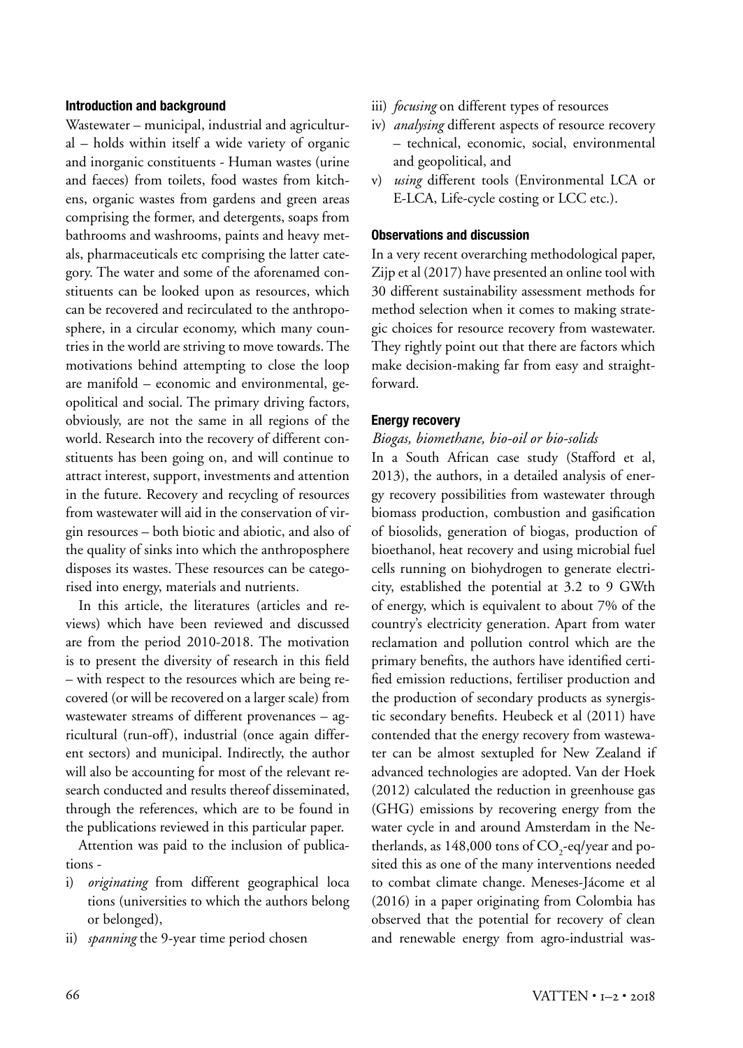### Introduction and background

Wastewater – municipal, industrial and agricultural – holds within itself a wide variety of organic and inorganic constituents - Human wastes (urine and faeces) from toilets, food wastes from kitchens, organic wastes from gardens and green areas comprising the former, and detergents, soaps from bathrooms and washrooms, paints and heavy metals, pharmaceuticals etc comprising the latter category. The water and some of the aforenamed constituents can be looked upon as resources, which can be recovered and recirculated to the anthroposphere, in a circular economy, which many countries in the world are striving to move towards. The motivations behind attempting to close the loop are manifold – economic and environmental, geopolitical and social. The primary driving factors, obviously, are not the same in all regions of the world. Research into the recovery of different constituents has been going on, and will continue to attract interest, support, investments and attention in the future. Recovery and recycling of resources from wastewater will aid in the conservation of virgin resources – both biotic and abiotic, and also of the quality of sinks into which the anthroposphere disposes its wastes. These resources can be categorised into energy, materials and nutrients.

In this article, the literatures (articles and reviews) which have been reviewed and discussed are from the period 2010-2018. The motivation is to present the diversity of research in this field – with respect to the resources which are being recovered (or will be recovered on a larger scale) from wastewater streams of different provenances – agricultural (run-off), industrial (once again different sectors) and municipal. Indirectly, the author will also be accounting for most of the relevant research conducted and results thereof disseminated, through the references, which are to be found in the publications reviewed in this particular paper.

Attention was paid to the inclusion of publications -

i) *originating* from different geographical locations (universities to which the authors belong or belonged),
ii) *spanning* the 9-year time period chosen
iii) *focusing* on different types of resources
iv) *analysing* different aspects of resource recovery – technical, economic, social, environmental and geopolitical, and
v) *using* different tools (Environmental LCA or E-LCA, Life-cycle costing or LCC etc.).

### Observations and discussion

In a very recent overarching methodological paper, Zijp et al (2017) have presented an online tool with 30 different sustainability assessment methods for method selection when it comes to making strategic choices for resource recovery from wastewater. They rightly point out that there are factors which make decision-making far from easy and straightforward.

### Energy recovery

*Biogas, biomethane, bio-oil or bio-solids*

In a South African case study (Stafford et al, 2013), the authors, in a detailed analysis of energy recovery possibilities from wastewater through biomass production, combustion and gasification of biosolids, generation of biogas, production of bioethanol, heat recovery and using microbial fuel cells running on biohydrogen to generate electricity, established the potential at 3.2 to 9 GWth of energy, which is equivalent to about 7% of the country's electricity generation. Apart from water reclamation and pollution control which are the primary benefits, the authors have identified certified emission reductions, fertiliser production and the production of secondary products as synergistic secondary benefits. Heubeck et al (2011) have contended that the energy recovery from wastewater can be almost sextupled for New Zealand if advanced technologies are adopted. Van der Hoek (2012) calculated the reduction in greenhouse gas (GHG) emissions by recovering energy from the water cycle in and around Amsterdam in the Netherlands, as 148,000 tons of $CO_2$-eq/year and posited this as one of the many interventions needed to combat climate change. Meneses-Jácome et al (2016) in a paper originating from Colombia has observed that the potential for recovery of clean and renewable energy from agro-industrial was-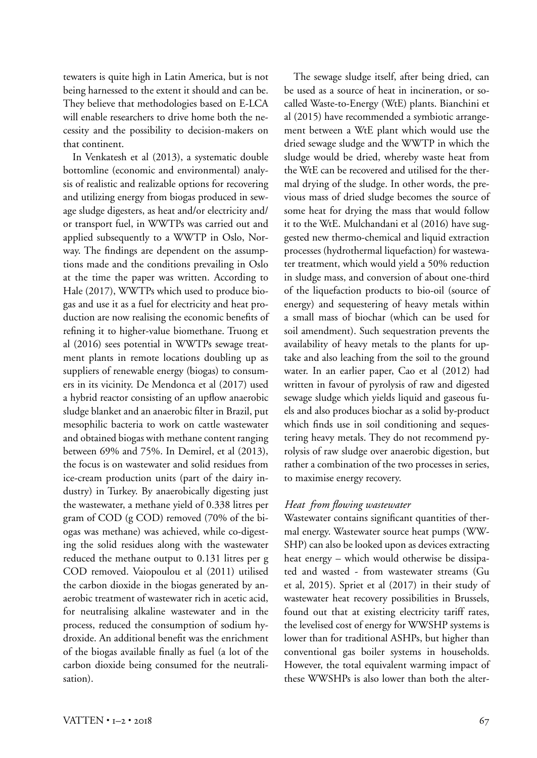tewaters is quite high in Latin America, but is not being harnessed to the extent it should and can be. They believe that methodologies based on E-LCA will enable researchers to drive home both the necessity and the possibility to decision-makers on that continent.

In Venkatesh et al (2013), a systematic double bottomline (economic and environmental) analysis of realistic and realizable options for recovering and utilizing energy from biogas produced in sewage sludge digesters, as heat and/or electricity and/or transport fuel, in WWTPs was carried out and applied subsequently to a WWTP in Oslo, Norway. The findings are dependent on the assumptions made and the conditions prevailing in Oslo at the time the paper was written. According to Hale (2017), WWTPs which used to produce biogas and use it as a fuel for electricity and heat production are now realising the economic benefits of refining it to higher-value biomethane. Truong et al (2016) sees potential in WWTPs sewage treatment plants in remote locations doubling up as suppliers of renewable energy (biogas) to consumers in its vicinity. De Mendonca et al (2017) used a hybrid reactor consisting of an upflow anaerobic sludge blanket and an anaerobic filter in Brazil, put mesophilic bacteria to work on cattle wastewater and obtained biogas with methane content ranging between 69% and 75%. In Demirel, et al (2013), the focus is on wastewater and solid residues from ice-cream production units (part of the dairy industry) in Turkey. By anaerobically digesting just the wastewater, a methane yield of 0.338 litres per gram of COD (g COD) removed (70% of the biogas was methane) was achieved, while co-digesting the solid residues along with the wastewater reduced the methane output to 0.131 litres per g COD removed. Vaiopoulou et al (2011) utilised the carbon dioxide in the biogas generated by anaerobic treatment of wastewater rich in acetic acid, for neutralising alkaline wastewater and in the process, reduced the consumption of sodium hydroxide. An additional benefit was the enrichment of the biogas available finally as fuel (a lot of the carbon dioxide being consumed for the neutralisation).

The sewage sludge itself, after being dried, can be used as a source of heat in incineration, or so-called Waste-to-Energy (WtE) plants. Bianchini et al (2015) have recommended a symbiotic arrangement between a WtE plant which would use the dried sewage sludge and the WWTP in which the sludge would be dried, whereby waste heat from the WtE can be recovered and utilised for the thermal drying of the sludge. In other words, the previous mass of dried sludge becomes the source of some heat for drying the mass that would follow it to the WtE. Mulchandani et al (2016) have suggested new thermo-chemical and liquid extraction processes (hydrothermal liquefaction) for wastewater treatment, which would yield a 50% reduction in sludge mass, and conversion of about one-third of the liquefaction products to bio-oil (source of energy) and sequestering of heavy metals within a small mass of biochar (which can be used for soil amendment). Such sequestration prevents the availability of heavy metals to the plants for uptake and also leaching from the soil to the ground water. In an earlier paper, Cao et al (2012) had written in favour of pyrolysis of raw and digested sewage sludge which yields liquid and gaseous fuels and also produces biochar as a solid by-product which finds use in soil conditioning and sequestering heavy metals. They do not recommend pyrolysis of raw sludge over anaerobic digestion, but rather a combination of the two processes in series, to maximise energy recovery.

*Heat from flowing wastewater*

Wastewater contains significant quantities of thermal energy. Wastewater source heat pumps (WWSHP) can also be looked upon as devices extracting heat energy – which would otherwise be dissipated and wasted - from wastewater streams (Gu et al, 2015). Spriet et al (2017) in their study of wastewater heat recovery possibilities in Brussels, found out that at existing electricity tariff rates, the levelised cost of energy for WWSHP systems is lower than for traditional ASHPs, but higher than conventional gas boiler systems in households. However, the total equivalent warming impact of these WWSHPs is also lower than both the alter-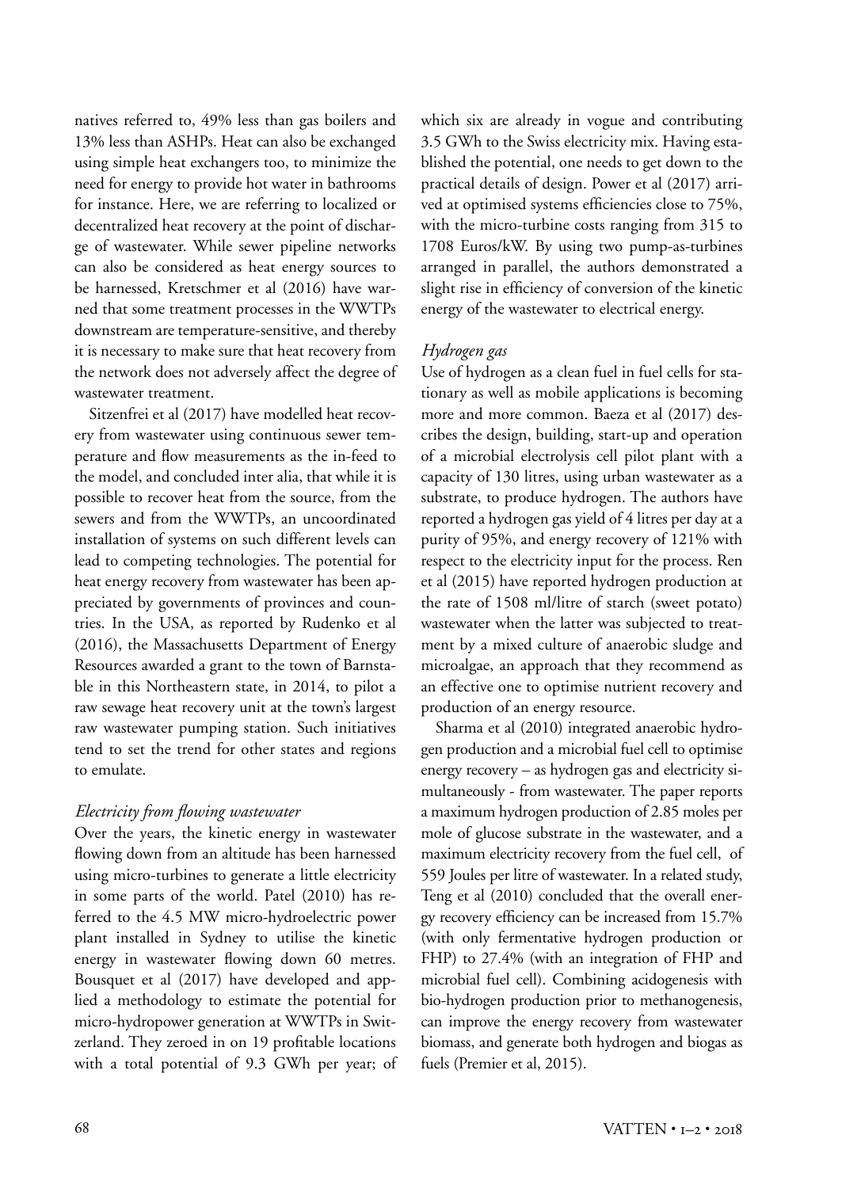natives referred to, 49% less than gas boilers and 13% less than ASHPs. Heat can also be exchanged using simple heat exchangers too, to minimize the need for energy to provide hot water in bathrooms for instance. Here, we are referring to localized or decentralized heat recovery at the point of discharge of wastewater. While sewer pipeline networks can also be considered as heat energy sources to be harnessed, Kretschmer et al (2016) have warned that some treatment processes in the WWTPs downstream are temperature-sensitive, and thereby it is necessary to make sure that heat recovery from the network does not adversely affect the degree of wastewater treatment.

Sitzenfrei et al (2017) have modelled heat recovery from wastewater using continuous sewer temperature and flow measurements as the in-feed to the model, and concluded inter alia, that while it is possible to recover heat from the source, from the sewers and from the WWTPs, an uncoordinated installation of systems on such different levels can lead to competing technologies. The potential for heat energy recovery from wastewater has been appreciated by governments of provinces and countries. In the USA, as reported by Rudenko et al (2016), the Massachusetts Department of Energy Resources awarded a grant to the town of Barnstable in this Northeastern state, in 2014, to pilot a raw sewage heat recovery unit at the town's largest raw wastewater pumping station. Such initiatives tend to set the trend for other states and regions to emulate.

*Electricity from flowing wastewater*

Over the years, the kinetic energy in wastewater flowing down from an altitude has been harnessed using micro-turbines to generate a little electricity in some parts of the world. Patel (2010) has referred to the 4.5 MW micro-hydroelectric power plant installed in Sydney to utilise the kinetic energy in wastewater flowing down 60 metres. Bousquet et al (2017) have developed and applied a methodology to estimate the potential for micro-hydropower generation at WWTPs in Switzerland. They zeroed in on 19 profitable locations with a total potential of 9.3 GWh per year; of which six are already in vogue and contributing 3.5 GWh to the Swiss electricity mix. Having established the potential, one needs to get down to the practical details of design. Power et al (2017) arrived at optimised systems efficiencies close to 75%, with the micro-turbine costs ranging from 315 to 1708 Euros/kW. By using two pump-as-turbines arranged in parallel, the authors demonstrated a slight rise in efficiency of conversion of the kinetic energy of the wastewater to electrical energy.

*Hydrogen gas*

Use of hydrogen as a clean fuel in fuel cells for stationary as well as mobile applications is becoming more and more common. Baeza et al (2017) describes the design, building, start-up and operation of a microbial electrolysis cell pilot plant with a capacity of 130 litres, using urban wastewater as a substrate, to produce hydrogen. The authors have reported a hydrogen gas yield of 4 litres per day at a purity of 95%, and energy recovery of 121% with respect to the electricity input for the process. Ren et al (2015) have reported hydrogen production at the rate of 1508 ml/litre of starch (sweet potato) wastewater when the latter was subjected to treatment by a mixed culture of anaerobic sludge and microalgae, an approach that they recommend as an effective one to optimise nutrient recovery and production of an energy resource.

Sharma et al (2010) integrated anaerobic hydrogen production and a microbial fuel cell to optimise energy recovery – as hydrogen gas and electricity simultaneously - from wastewater. The paper reports a maximum hydrogen production of 2.85 moles per mole of glucose substrate in the wastewater, and a maximum electricity recovery from the fuel cell, of 559 Joules per litre of wastewater. In a related study, Teng et al (2010) concluded that the overall energy recovery efficiency can be increased from 15.7% (with only fermentative hydrogen production or FHP) to 27.4% (with an integration of FHP and microbial fuel cell). Combining acidogenesis with bio-hydrogen production prior to methanogenesis, can improve the energy recovery from wastewater biomass, and generate both hydrogen and biogas as fuels (Premier et al, 2015).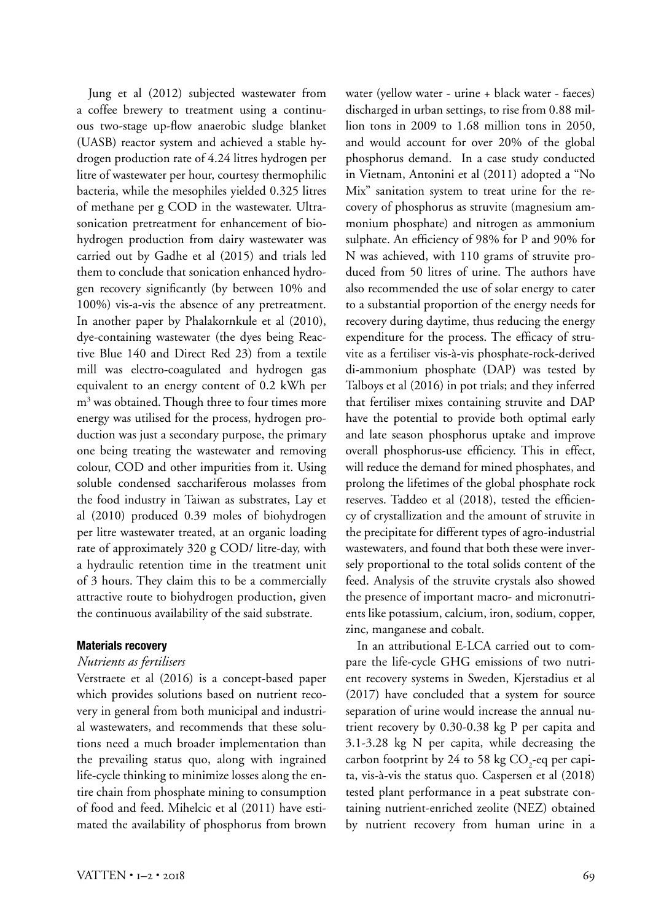Jung et al (2012) subjected wastewater from a coffee brewery to treatment using a continuous two-stage up-flow anaerobic sludge blanket (UASB) reactor system and achieved a stable hydrogen production rate of 4.24 litres hydrogen per litre of wastewater per hour, courtesy thermophilic bacteria, while the mesophiles yielded 0.325 litres of methane per g COD in the wastewater. Ultrasonication pretreatment for enhancement of biohydrogen production from dairy wastewater was carried out by Gadhe et al (2015) and trials led them to conclude that sonication enhanced hydrogen recovery significantly (by between 10% and 100%) vis-a-vis the absence of any pretreatment. In another paper by Phalakornkule et al (2010), dye-containing wastewater (the dyes being Reactive Blue 140 and Direct Red 23) from a textile mill was electro-coagulated and hydrogen gas equivalent to an energy content of 0.2 kWh per $m^3$ was obtained. Though three to four times more energy was utilised for the process, hydrogen production was just a secondary purpose, the primary one being treating the wastewater and removing colour, COD and other impurities from it. Using soluble condensed sacchariferous molasses from the food industry in Taiwan as substrates, Lay et al (2010) produced 0.39 moles of biohydrogen per litre wastewater treated, at an organic loading rate of approximately 320 g COD/ litre-day, with a hydraulic retention time in the treatment unit of 3 hours. They claim this to be a commercially attractive route to biohydrogen production, given the continuous availability of the said substrate.

### Materials recovery

*Nutrients as fertilisers*

Verstraete et al (2016) is a concept-based paper which provides solutions based on nutrient recovery in general from both municipal and industrial wastewaters, and recommends that these solutions need a much broader implementation than the prevailing status quo, along with ingrained life-cycle thinking to minimize losses along the entire chain from phosphate mining to consumption of food and feed. Mihelcic et al (2011) have estimated the availability of phosphorus from brown water (yellow water - urine + black water - faeces) discharged in urban settings, to rise from 0.88 million tons in 2009 to 1.68 million tons in 2050, and would account for over 20% of the global phosphorus demand. In a case study conducted in Vietnam, Antonini et al (2011) adopted a "No Mix" sanitation system to treat urine for the recovery of phosphorus as struvite (magnesium ammonium phosphate) and nitrogen as ammonium sulphate. An efficiency of 98% for P and 90% for N was achieved, with 110 grams of struvite produced from 50 litres of urine. The authors have also recommended the use of solar energy to cater to a substantial proportion of the energy needs for recovery during daytime, thus reducing the energy expenditure for the process. The efficacy of struvite as a fertiliser vis-à-vis phosphate-rock-derived di-ammonium phosphate (DAP) was tested by Talboys et al (2016) in pot trials; and they inferred that fertiliser mixes containing struvite and DAP have the potential to provide both optimal early and late season phosphorus uptake and improve overall phosphorus-use efficiency. This in effect, will reduce the demand for mined phosphates, and prolong the lifetimes of the global phosphate rock reserves. Taddeo et al (2018), tested the efficiency of crystallization and the amount of struvite in the precipitate for different types of agro-industrial wastewaters, and found that both these were inversely proportional to the total solids content of the feed. Analysis of the struvite crystals also showed the presence of important macro- and micronutrients like potassium, calcium, iron, sodium, copper, zinc, manganese and cobalt.

In an attributional E-LCA carried out to compare the life-cycle GHG emissions of two nutrient recovery systems in Sweden, Kjerstadius et al (2017) have concluded that a system for source separation of urine would increase the annual nutrient recovery by 0.30-0.38 kg P per capita and 3.1-3.28 kg N per capita, while decreasing the carbon footprint by 24 to 58 kg $CO_2$-eq per capita, vis-à-vis the status quo. Caspersen et al (2018) tested plant performance in a peat substrate containing nutrient-enriched zeolite (NEZ) obtained by nutrient recovery from human urine in a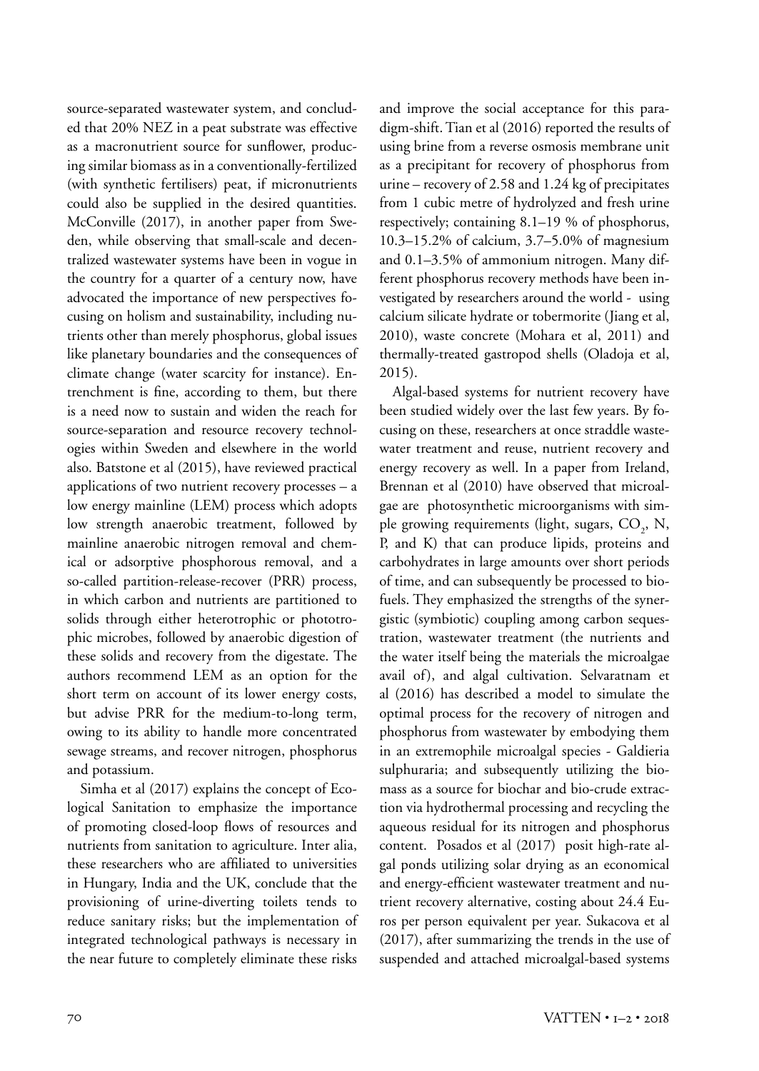source-separated wastewater system, and concluded that 20% NEZ in a peat substrate was effective as a macronutrient source for sunflower, producing similar biomass as in a conventionally-fertilized (with synthetic fertilisers) peat, if micronutrients could also be supplied in the desired quantities. McConville (2017), in another paper from Sweden, while observing that small-scale and decentralized wastewater systems have been in vogue in the country for a quarter of a century now, have advocated the importance of new perspectives focusing on holism and sustainability, including nutrients other than merely phosphorus, global issues like planetary boundaries and the consequences of climate change (water scarcity for instance). Entrenchment is fine, according to them, but there is a need now to sustain and widen the reach for source-separation and resource recovery technologies within Sweden and elsewhere in the world also. Batstone et al (2015), have reviewed practical applications of two nutrient recovery processes – a low energy mainline (LEM) process which adopts low strength anaerobic treatment, followed by mainline anaerobic nitrogen removal and chemical or adsorptive phosphorous removal, and a so-called partition-release-recover (PRR) process, in which carbon and nutrients are partitioned to solids through either heterotrophic or phototrophic microbes, followed by anaerobic digestion of these solids and recovery from the digestate. The authors recommend LEM as an option for the short term on account of its lower energy costs, but advise PRR for the medium-to-long term, owing to its ability to handle more concentrated sewage streams, and recover nitrogen, phosphorus and potassium.

Simha et al (2017) explains the concept of Ecological Sanitation to emphasize the importance of promoting closed-loop flows of resources and nutrients from sanitation to agriculture. Inter alia, these researchers who are affiliated to universities in Hungary, India and the UK, conclude that the provisioning of urine-diverting toilets tends to reduce sanitary risks; but the implementation of integrated technological pathways is necessary in the near future to completely eliminate these risks and improve the social acceptance for this paradigm-shift. Tian et al (2016) reported the results of using brine from a reverse osmosis membrane unit as a precipitant for recovery of phosphorus from urine – recovery of 2.58 and 1.24 kg of precipitates from 1 cubic metre of hydrolyzed and fresh urine respectively; containing 8.1–19 % of phosphorus, 10.3–15.2% of calcium, 3.7–5.0% of magnesium and 0.1–3.5% of ammonium nitrogen. Many different phosphorus recovery methods have been investigated by researchers around the world - using calcium silicate hydrate or tobermorite (Jiang et al, 2010), waste concrete (Mohara et al, 2011) and thermally-treated gastropod shells (Oladoja et al, 2015).

Algal-based systems for nutrient recovery have been studied widely over the last few years. By focusing on these, researchers at once straddle wastewater treatment and reuse, nutrient recovery and energy recovery as well. In a paper from Ireland, Brennan et al (2010) have observed that microalgae are photosynthetic microorganisms with simple growing requirements (light, sugars, $CO_2$, N, P, and K) that can produce lipids, proteins and carbohydrates in large amounts over short periods of time, and can subsequently be processed to biofuels. They emphasized the strengths of the synergistic (symbiotic) coupling among carbon sequestration, wastewater treatment (the nutrients and the water itself being the materials the microalgae avail of), and algal cultivation. Selvaratnam et al (2016) has described a model to simulate the optimal process for the recovery of nitrogen and phosphorus from wastewater by embodying them in an extremophile microalgal species - Galdieria sulphuraria; and subsequently utilizing the biomass as a source for biochar and bio-crude extraction via hydrothermal processing and recycling the aqueous residual for its nitrogen and phosphorus content. Posados et al (2017) posit high-rate algal ponds utilizing solar drying as an economical and energy-efficient wastewater treatment and nutrient recovery alternative, costing about 24.4 Euros per person equivalent per year. Sukacova et al (2017), after summarizing the trends in the use of suspended and attached microalgal-based systems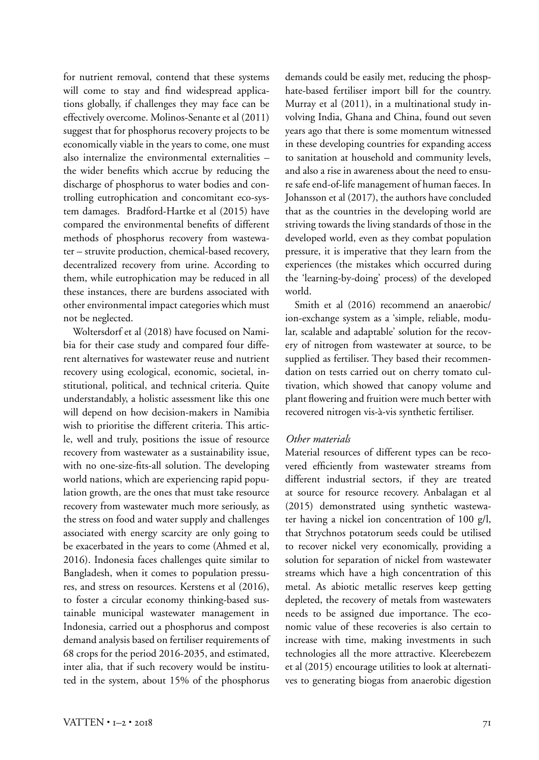for nutrient removal, contend that these systems will come to stay and find widespread applications globally, if challenges they may face can be effectively overcome. Molinos-Senante et al (2011) suggest that for phosphorus recovery projects to be economically viable in the years to come, one must also internalize the environmental externalities – the wider benefits which accrue by reducing the discharge of phosphorus to water bodies and controlling eutrophication and concomitant eco-system damages. Bradford-Hartke et al (2015) have compared the environmental benefits of different methods of phosphorus recovery from wastewater – struvite production, chemical-based recovery, decentralized recovery from urine. According to them, while eutrophication may be reduced in all these instances, there are burdens associated with other environmental impact categories which must not be neglected.

Woltersdorf et al (2018) have focused on Namibia for their case study and compared four different alternatives for wastewater reuse and nutrient recovery using ecological, economic, societal, institutional, political, and technical criteria. Quite understandably, a holistic assessment like this one will depend on how decision-makers in Namibia wish to prioritise the different criteria. This article, well and truly, positions the issue of resource recovery from wastewater as a sustainability issue, with no one-size-fits-all solution. The developing world nations, which are experiencing rapid population growth, are the ones that must take resource recovery from wastewater much more seriously, as the stress on food and water supply and challenges associated with energy scarcity are only going to be exacerbated in the years to come (Ahmed et al, 2016). Indonesia faces challenges quite similar to Bangladesh, when it comes to population pressures, and stress on resources. Kerstens et al (2016), to foster a circular economy thinking-based sustainable municipal wastewater management in Indonesia, carried out a phosphorus and compost demand analysis based on fertiliser requirements of 68 crops for the period 2016-2035, and estimated, inter alia, that if such recovery would be instituted in the system, about 15% of the phosphorus demands could be easily met, reducing the phosphate-based fertiliser import bill for the country. Murray et al (2011), in a multinational study involving India, Ghana and China, found out seven years ago that there is some momentum witnessed in these developing countries for expanding access to sanitation at household and community levels, and also a rise in awareness about the need to ensure safe end-of-life management of human faeces. In Johansson et al (2017), the authors have concluded that as the countries in the developing world are striving towards the living standards of those in the developed world, even as they combat population pressure, it is imperative that they learn from the experiences (the mistakes which occurred during the 'learning-by-doing' process) of the developed world.

Smith et al (2016) recommend an anaerobic/ion-exchange system as a 'simple, reliable, modular, scalable and adaptable' solution for the recovery of nitrogen from wastewater at source, to be supplied as fertiliser. They based their recommendation on tests carried out on cherry tomato cultivation, which showed that canopy volume and plant flowering and fruition were much better with recovered nitrogen vis-à-vis synthetic fertiliser.

*Other materials*

Material resources of different types can be recovered efficiently from wastewater streams from different industrial sectors, if they are treated at source for resource recovery. Anbalagan et al (2015) demonstrated using synthetic wastewater having a nickel ion concentration of 100 g/l, that Strychnos potatorum seeds could be utilised to recover nickel very economically, providing a solution for separation of nickel from wastewater streams which have a high concentration of this metal. As abiotic metallic reserves keep getting depleted, the recovery of metals from wastewaters needs to be assigned due importance. The economic value of these recoveries is also certain to increase with time, making investments in such technologies all the more attractive. Kleerebezem et al (2015) encourage utilities to look at alternatives to generating biogas from anaerobic digestion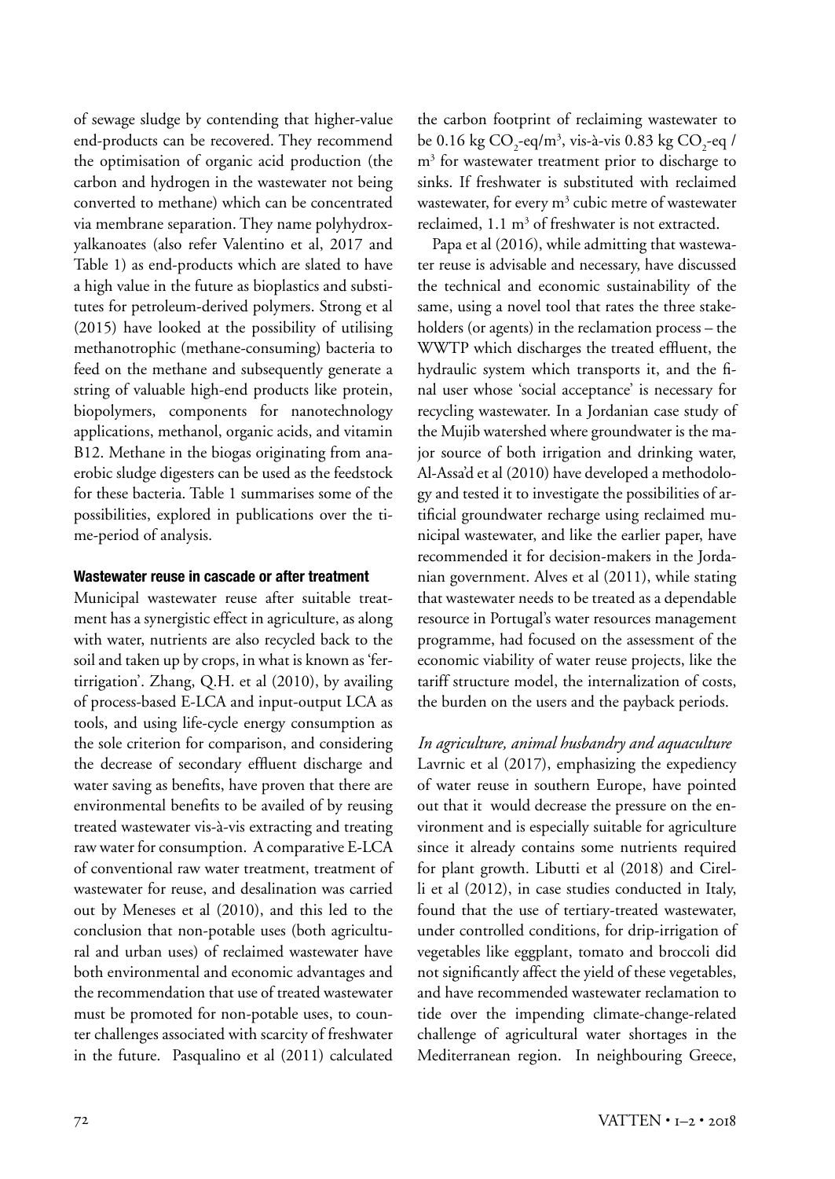of sewage sludge by contending that higher-value end-products can be recovered. They recommend the optimisation of organic acid production (the carbon and hydrogen in the wastewater not being converted to methane) which can be concentrated via membrane separation. They name polyhydroxyalkanoates (also refer Valentino et al, 2017 and Table 1) as end-products which are slated to have a high value in the future as bioplastics and substitutes for petroleum-derived polymers. Strong et al (2015) have looked at the possibility of utilising methanotrophic (methane-consuming) bacteria to feed on the methane and subsequently generate a string of valuable high-end products like protein, biopolymers, components for nanotechnology applications, methanol, organic acids, and vitamin B12. Methane in the biogas originating from anaerobic sludge digesters can be used as the feedstock for these bacteria. Table 1 summarises some of the possibilities, explored in publications over the time-period of analysis.

#### Wastewater reuse in cascade or after treatment

Municipal wastewater reuse after suitable treatment has a synergistic effect in agriculture, as along with water, nutrients are also recycled back to the soil and taken up by crops, in what is known as 'fertirrigation'. Zhang, Q.H. et al (2010), by availing of process-based E-LCA and input-output LCA as tools, and using life-cycle energy consumption as the sole criterion for comparison, and considering the decrease of secondary effluent discharge and water saving as benefits, have proven that there are environmental benefits to be availed of by reusing treated wastewater vis-à-vis extracting and treating raw water for consumption. A comparative E-LCA of conventional raw water treatment, treatment of wastewater for reuse, and desalination was carried out by Meneses et al (2010), and this led to the conclusion that non-potable uses (both agricultural and urban uses) of reclaimed wastewater have both environmental and economic advantages and the recommendation that use of treated wastewater must be promoted for non-potable uses, to counter challenges associated with scarcity of freshwater in the future. Pasqualino et al (2011) calculated the carbon footprint of reclaiming wastewater to be 0.16 kg $CO_2$-eq/$m^3$, vis-à-vis 0.83 kg $CO_2$-eq / $m^3$ for wastewater treatment prior to discharge to sinks. If freshwater is substituted with reclaimed wastewater, for every $m^3$ cubic metre of wastewater reclaimed, 1.1 $m^3$ of freshwater is not extracted.

Papa et al (2016), while admitting that wastewater reuse is advisable and necessary, have discussed the technical and economic sustainability of the same, using a novel tool that rates the three stakeholders (or agents) in the reclamation process – the WWTP which discharges the treated effluent, the hydraulic system which transports it, and the final user whose 'social acceptance' is necessary for recycling wastewater. In a Jordanian case study of the Mujib watershed where groundwater is the major source of both irrigation and drinking water, Al-Assa'd et al (2010) have developed a methodology and tested it to investigate the possibilities of artificial groundwater recharge using reclaimed municipal wastewater, and like the earlier paper, have recommended it for decision-makers in the Jordanian government. Alves et al (2011), while stating that wastewater needs to be treated as a dependable resource in Portugal's water resources management programme, had focused on the assessment of the economic viability of water reuse projects, like the tariff structure model, the internalization of costs, the burden on the users and the payback periods.

*In agriculture, animal husbandry and aquaculture*

Lavrnic et al (2017), emphasizing the expediency of water reuse in southern Europe, have pointed out that it would decrease the pressure on the environment and is especially suitable for agriculture since it already contains some nutrients required for plant growth. Libutti et al (2018) and Cirelli et al (2012), in case studies conducted in Italy, found that the use of tertiary-treated wastewater, under controlled conditions, for drip-irrigation of vegetables like eggplant, tomato and broccoli did not significantly affect the yield of these vegetables, and have recommended wastewater reclamation to tide over the impending climate-change-related challenge of agricultural water shortages in the Mediterranean region. In neighbouring Greece,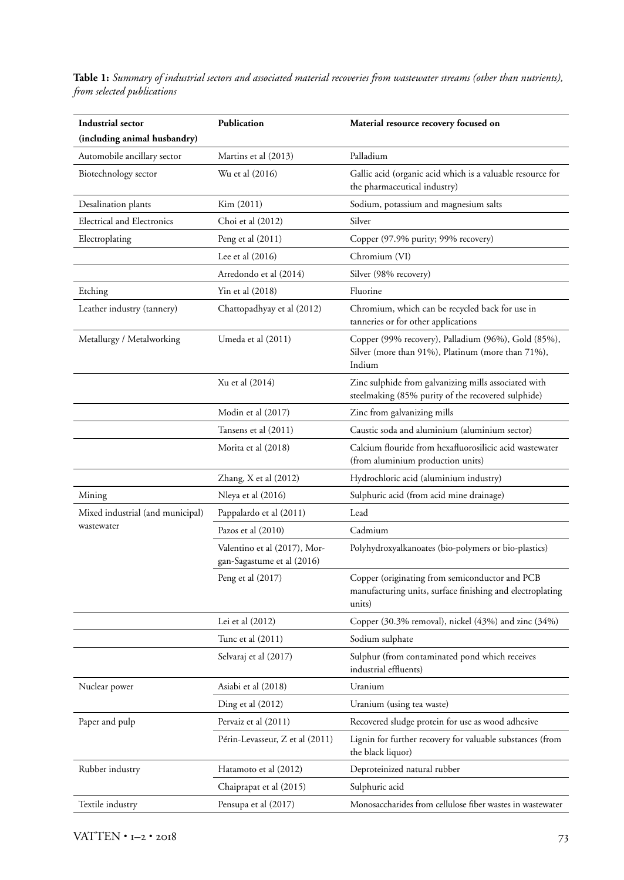**Table 1:** *Summary of industrial sectors and associated material recoveries from wastewater streams (other than nutrients), from selected publications*

| Industrial sector (including animal husbandry) | Publication | Material resource recovery focused on |
|---|---|---|
| Automobile ancillary sector | Martins et al (2013) | Palladium |
| Biotechnology sector | Wu et al (2016) | Gallic acid (organic acid which is a valuable resource for the pharmaceutical industry) |
| Desalination plants | Kim (2011) | Sodium, potassium and magnesium salts |
| Electrical and Electronics | Choi et al (2012) | Silver |
| Electroplating | Peng et al (2011) | Copper (97.9% purity; 99% recovery) |
| | Lee et al (2016) | Chromium (VI) |
| | Arredondo et al (2014) | Silver (98% recovery) |
| Etching | Yin et al (2018) | Fluorine |
| Leather industry (tannery) | Chattopadhyay et al (2012) | Chromium, which can be recycled back for use in tanneries or for other applications |
| Metallurgy / Metalworking | Umeda et al (2011) | Copper (99% recovery), Palladium (96%), Gold (85%), Silver (more than 91%), Platinum (more than 71%), Indium |
| | Xu et al (2014) | Zinc sulphide from galvanizing mills associated with steelmaking (85% purity of the recovered sulphide) |
| | Modin et al (2017) | Zinc from galvanizing mills |
| | Tansens et al (2011) | Caustic soda and aluminium (aluminium sector) |
| | Morita et al (2018) | Calcium flouride from hexafluorosilicic acid wastewater (from aluminium production units) |
| | Zhang, X et al (2012) | Hydrochloric acid (aluminium industry) |
| Mining | Nleya et al (2016) | Sulphuric acid (from acid mine drainage) |
| Mixed industrial (and municipal) wastewater | Pappalardo et al (2011) | Lead |
| | Pazos et al (2010) | Cadmium |
| | Valentino et al (2017), Morgan-Sagastume et al (2016) | Polyhydroxyalkanoates (bio-polymers or bio-plastics) |
| | Peng et al (2017) | Copper (originating from semiconductor and PCB manufacturing units, surface finishing and electroplating units) |
| | Lei et al (2012) | Copper (30.3% removal), nickel (43%) and zinc (34%) |
| | Tunc et al (2011) | Sodium sulphate |
| | Selvaraj et al (2017) | Sulphur (from contaminated pond which receives industrial effluents) |
| Nuclear power | Asiabi et al (2018) | Uranium |
| | Ding et al (2012) | Uranium (using tea waste) |
| Paper and pulp | Pervaiz et al (2011) | Recovered sludge protein for use as wood adhesive |
| | Périn-Levasseur, Z et al (2011) | Lignin for further recovery for valuable substances (from the black liquor) |
| Rubber industry | Hatamoto et al (2012) | Deproteinized natural rubber |
| | Chaiprapat et al (2015) | Sulphuric acid |
| Textile industry | Pensupa et al (2017) | Monosaccharides from cellulose fiber wastes in wastewater |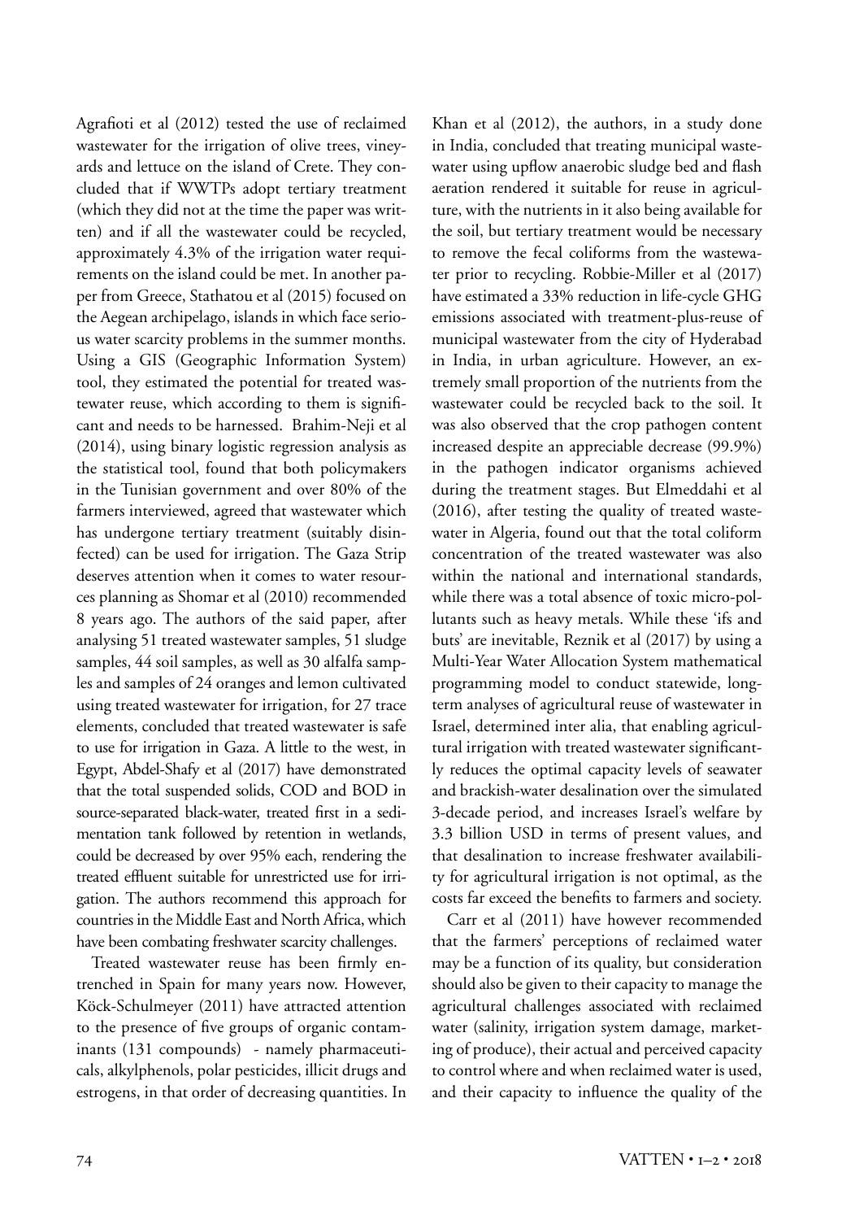Agrafioti et al (2012) tested the use of reclaimed wastewater for the irrigation of olive trees, vineyards and lettuce on the island of Crete. They concluded that if WWTPs adopt tertiary treatment (which they did not at the time the paper was written) and if all the wastewater could be recycled, approximately 4.3% of the irrigation water requirements on the island could be met. In another paper from Greece, Stathatou et al (2015) focused on the Aegean archipelago, islands in which face serious water scarcity problems in the summer months. Using a GIS (Geographic Information System) tool, they estimated the potential for treated wastewater reuse, which according to them is significant and needs to be harnessed. Brahim-Neji et al (2014), using binary logistic regression analysis as the statistical tool, found that both policymakers in the Tunisian government and over 80% of the farmers interviewed, agreed that wastewater which has undergone tertiary treatment (suitably disinfected) can be used for irrigation. The Gaza Strip deserves attention when it comes to water resources planning as Shomar et al (2010) recommended 8 years ago. The authors of the said paper, after analysing 51 treated wastewater samples, 51 sludge samples, 44 soil samples, as well as 30 alfalfa samples and samples of 24 oranges and lemon cultivated using treated wastewater for irrigation, for 27 trace elements, concluded that treated wastewater is safe to use for irrigation in Gaza. A little to the west, in Egypt, Abdel-Shafy et al (2017) have demonstrated that the total suspended solids, COD and BOD in source-separated black-water, treated first in a sedimentation tank followed by retention in wetlands, could be decreased by over 95% each, rendering the treated effluent suitable for unrestricted use for irrigation. The authors recommend this approach for countries in the Middle East and North Africa, which have been combating freshwater scarcity challenges.

Treated wastewater reuse has been firmly entrenched in Spain for many years now. However, Köck-Schulmeyer (2011) have attracted attention to the presence of five groups of organic contaminants (131 compounds) - namely pharmaceuticals, alkylphenols, polar pesticides, illicit drugs and estrogens, in that order of decreasing quantities. In Khan et al (2012), the authors, in a study done in India, concluded that treating municipal wastewater using upflow anaerobic sludge bed and flash aeration rendered it suitable for reuse in agriculture, with the nutrients in it also being available for the soil, but tertiary treatment would be necessary to remove the fecal coliforms from the wastewater prior to recycling. Robbie-Miller et al (2017) have estimated a 33% reduction in life-cycle GHG emissions associated with treatment-plus-reuse of municipal wastewater from the city of Hyderabad in India, in urban agriculture. However, an extremely small proportion of the nutrients from the wastewater could be recycled back to the soil. It was also observed that the crop pathogen content increased despite an appreciable decrease (99.9%) in the pathogen indicator organisms achieved during the treatment stages. But Elmeddahi et al (2016), after testing the quality of treated wastewater in Algeria, found out that the total coliform concentration of the treated wastewater was also within the national and international standards, while there was a total absence of toxic micro-pollutants such as heavy metals. While these 'ifs and buts' are inevitable, Reznik et al (2017) by using a Multi-Year Water Allocation System mathematical programming model to conduct statewide, long-term analyses of agricultural reuse of wastewater in Israel, determined inter alia, that enabling agricultural irrigation with treated wastewater significantly reduces the optimal capacity levels of seawater and brackish-water desalination over the simulated 3-decade period, and increases Israel's welfare by 3.3 billion USD in terms of present values, and that desalination to increase freshwater availability for agricultural irrigation is not optimal, as the costs far exceed the benefits to farmers and society.

Carr et al (2011) have however recommended that the farmers' perceptions of reclaimed water may be a function of its quality, but consideration should also be given to their capacity to manage the agricultural challenges associated with reclaimed water (salinity, irrigation system damage, marketing of produce), their actual and perceived capacity to control where and when reclaimed water is used, and their capacity to influence the quality of the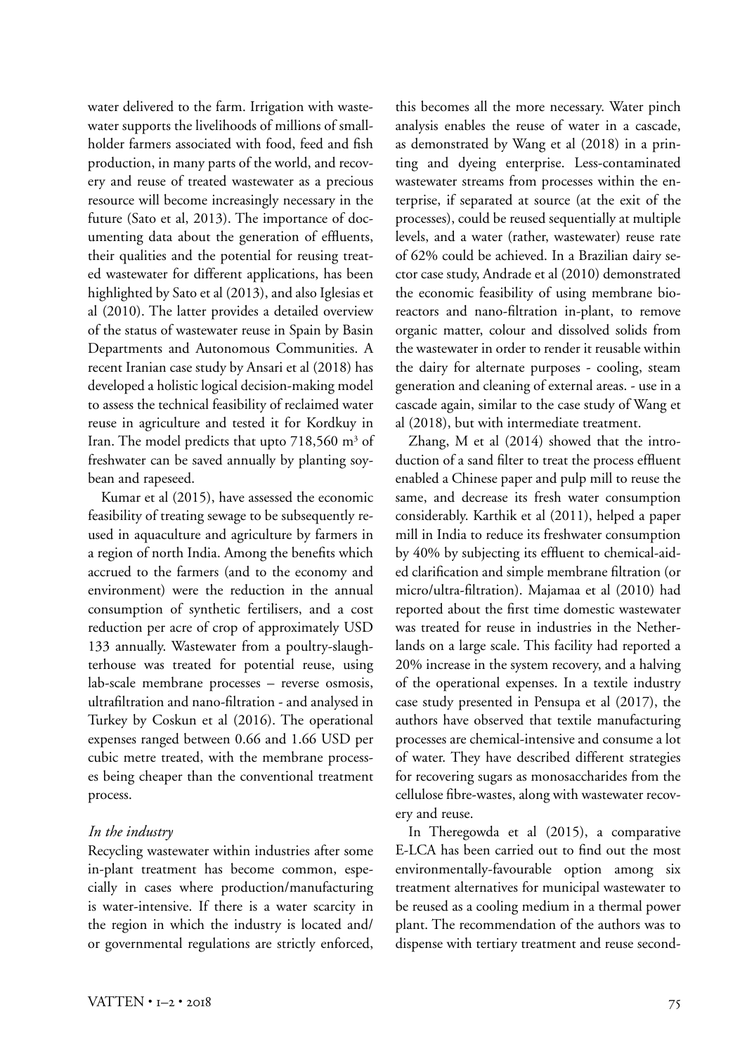water delivered to the farm. Irrigation with wastewater supports the livelihoods of millions of smallholder farmers associated with food, feed and fish production, in many parts of the world, and recovery and reuse of treated wastewater as a precious resource will become increasingly necessary in the future (Sato et al, 2013). The importance of documenting data about the generation of effluents, their qualities and the potential for reusing treated wastewater for different applications, has been highlighted by Sato et al (2013), and also Iglesias et al (2010). The latter provides a detailed overview of the status of wastewater reuse in Spain by Basin Departments and Autonomous Communities. A recent Iranian case study by Ansari et al (2018) has developed a holistic logical decision-making model to assess the technical feasibility of reclaimed water reuse in agriculture and tested it for Kordkuy in Iran. The model predicts that upto 718,560 $m^3$ of freshwater can be saved annually by planting soybean and rapeseed.

Kumar et al (2015), have assessed the economic feasibility of treating sewage to be subsequently reused in aquaculture and agriculture by farmers in a region of north India. Among the benefits which accrued to the farmers (and to the economy and environment) were the reduction in the annual consumption of synthetic fertilisers, and a cost reduction per acre of crop of approximately USD 133 annually. Wastewater from a poultry-slaughterhouse was treated for potential reuse, using lab-scale membrane processes – reverse osmosis, ultrafiltration and nano-filtration - and analysed in Turkey by Coskun et al (2016). The operational expenses ranged between 0.66 and 1.66 USD per cubic metre treated, with the membrane processes being cheaper than the conventional treatment process.

*In the industry*

Recycling wastewater within industries after some in-plant treatment has become common, especially in cases where production/manufacturing is water-intensive. If there is a water scarcity in the region in which the industry is located and/or governmental regulations are strictly enforced, this becomes all the more necessary. Water pinch analysis enables the reuse of water in a cascade, as demonstrated by Wang et al (2018) in a printing and dyeing enterprise. Less-contaminated wastewater streams from processes within the enterprise, if separated at source (at the exit of the processes), could be reused sequentially at multiple levels, and a water (rather, wastewater) reuse rate of 62% could be achieved. In a Brazilian dairy sector case study, Andrade et al (2010) demonstrated the economic feasibility of using membrane bioreactors and nano-filtration in-plant, to remove organic matter, colour and dissolved solids from the wastewater in order to render it reusable within the dairy for alternate purposes - cooling, steam generation and cleaning of external areas. - use in a cascade again, similar to the case study of Wang et al (2018), but with intermediate treatment.

Zhang, M et al (2014) showed that the introduction of a sand filter to treat the process effluent enabled a Chinese paper and pulp mill to reuse the same, and decrease its fresh water consumption considerably. Karthik et al (2011), helped a paper mill in India to reduce its freshwater consumption by 40% by subjecting its effluent to chemical-aided clarification and simple membrane filtration (or micro/ultra-filtration). Majamaa et al (2010) had reported about the first time domestic wastewater was treated for reuse in industries in the Netherlands on a large scale. This facility had reported a 20% increase in the system recovery, and a halving of the operational expenses. In a textile industry case study presented in Pensupa et al (2017), the authors have observed that textile manufacturing processes are chemical-intensive and consume a lot of water. They have described different strategies for recovering sugars as monosaccharides from the cellulose fibre-wastes, along with wastewater recovery and reuse.

In Theregowda et al (2015), a comparative E-LCA has been carried out to find out the most environmentally-favourable option among six treatment alternatives for municipal wastewater to be reused as a cooling medium in a thermal power plant. The recommendation of the authors was to dispense with tertiary treatment and reuse second-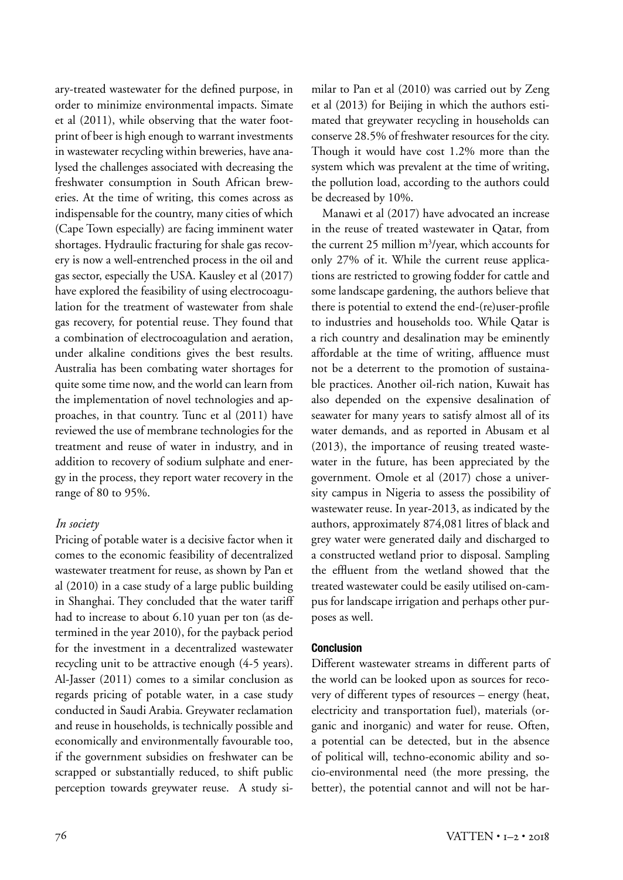ary-treated wastewater for the defined purpose, in order to minimize environmental impacts. Simate et al (2011), while observing that the water footprint of beer is high enough to warrant investments in wastewater recycling within breweries, have analysed the challenges associated with decreasing the freshwater consumption in South African breweries. At the time of writing, this comes across as indispensable for the country, many cities of which (Cape Town especially) are facing imminent water shortages. Hydraulic fracturing for shale gas recovery is now a well-entrenched process in the oil and gas sector, especially the USA. Kausley et al (2017) have explored the feasibility of using electrocoagulation for the treatment of wastewater from shale gas recovery, for potential reuse. They found that a combination of electrocoagulation and aeration, under alkaline conditions gives the best results. Australia has been combating water shortages for quite some time now, and the world can learn from the implementation of novel technologies and approaches, in that country. Tunc et al (2011) have reviewed the use of membrane technologies for the treatment and reuse of water in industry, and in addition to recovery of sodium sulphate and energy in the process, they report water recovery in the range of 80 to 95%.

*In society*

Pricing of potable water is a decisive factor when it comes to the economic feasibility of decentralized wastewater treatment for reuse, as shown by Pan et al (2010) in a case study of a large public building in Shanghai. They concluded that the water tariff had to increase to about 6.10 yuan per ton (as determined in the year 2010), for the payback period for the investment in a decentralized wastewater recycling unit to be attractive enough (4-5 years). Al-Jasser (2011) comes to a similar conclusion as regards pricing of potable water, in a case study conducted in Saudi Arabia. Greywater reclamation and reuse in households, is technically possible and economically and environmentally favourable too, if the government subsidies on freshwater can be scrapped or substantially reduced, to shift public perception towards greywater reuse. A study similar to Pan et al (2010) was carried out by Zeng et al (2013) for Beijing in which the authors estimated that greywater recycling in households can conserve 28.5% of freshwater resources for the city. Though it would have cost 1.2% more than the system which was prevalent at the time of writing, the pollution load, according to the authors could be decreased by 10%.

Manawi et al (2017) have advocated an increase in the reuse of treated wastewater in Qatar, from the current 25 million m$^3$/year, which accounts for only 27% of it. While the current reuse applications are restricted to growing fodder for cattle and some landscape gardening, the authors believe that there is potential to extend the end-(re)user-profile to industries and households too. While Qatar is a rich country and desalination may be eminently affordable at the time of writing, affluence must not be a deterrent to the promotion of sustainable practices. Another oil-rich nation, Kuwait has also depended on the expensive desalination of seawater for many years to satisfy almost all of its water demands, and as reported in Abusam et al (2013), the importance of reusing treated wastewater in the future, has been appreciated by the government. Omole et al (2017) chose a university campus in Nigeria to assess the possibility of wastewater reuse. In year-2013, as indicated by the authors, approximately 874,081 litres of black and grey water were generated daily and discharged to a constructed wetland prior to disposal. Sampling the effluent from the wetland showed that the treated wastewater could be easily utilised on-campus for landscape irrigation and perhaps other purposes as well.

## Conclusion

Different wastewater streams in different parts of the world can be looked upon as sources for recovery of different types of resources – energy (heat, electricity and transportation fuel), materials (organic and inorganic) and water for reuse. Often, a potential can be detected, but in the absence of political will, techno-economic ability and socio-environmental need (the more pressing, the better), the potential cannot and will not be har-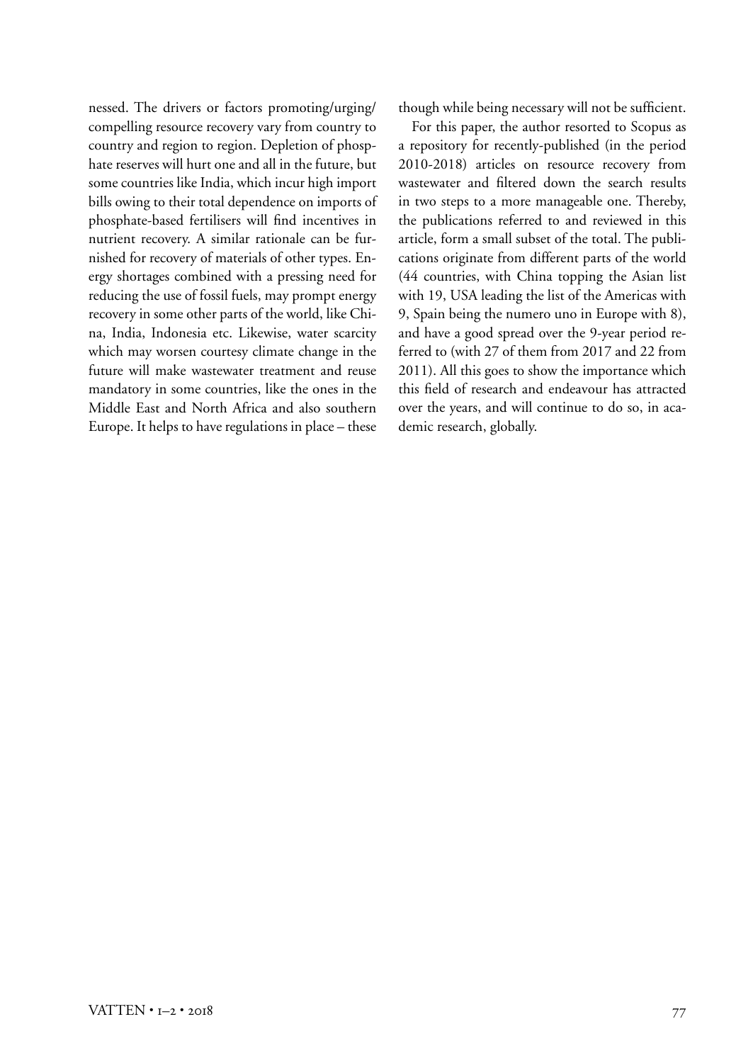nessed. The drivers or factors promoting/urging/compelling resource recovery vary from country to country and region to region. Depletion of phosphate reserves will hurt one and all in the future, but some countries like India, which incur high import bills owing to their total dependence on imports of phosphate-based fertilisers will find incentives in nutrient recovery. A similar rationale can be furnished for recovery of materials of other types. Energy shortages combined with a pressing need for reducing the use of fossil fuels, may prompt energy recovery in some other parts of the world, like China, India, Indonesia etc. Likewise, water scarcity which may worsen courtesy climate change in the future will make wastewater treatment and reuse mandatory in some countries, like the ones in the Middle East and North Africa and also southern Europe. It helps to have regulations in place – these though while being necessary will not be sufficient.

For this paper, the author resorted to Scopus as a repository for recently-published (in the period 2010-2018) articles on resource recovery from wastewater and filtered down the search results in two steps to a more manageable one. Thereby, the publications referred to and reviewed in this article, form a small subset of the total. The publications originate from different parts of the world (44 countries, with China topping the Asian list with 19, USA leading the list of the Americas with 9, Spain being the numero uno in Europe with 8), and have a good spread over the 9-year period referred to (with 27 of them from 2017 and 22 from 2011). All this goes to show the importance which this field of research and endeavour has attracted over the years, and will continue to do so, in academic research, globally.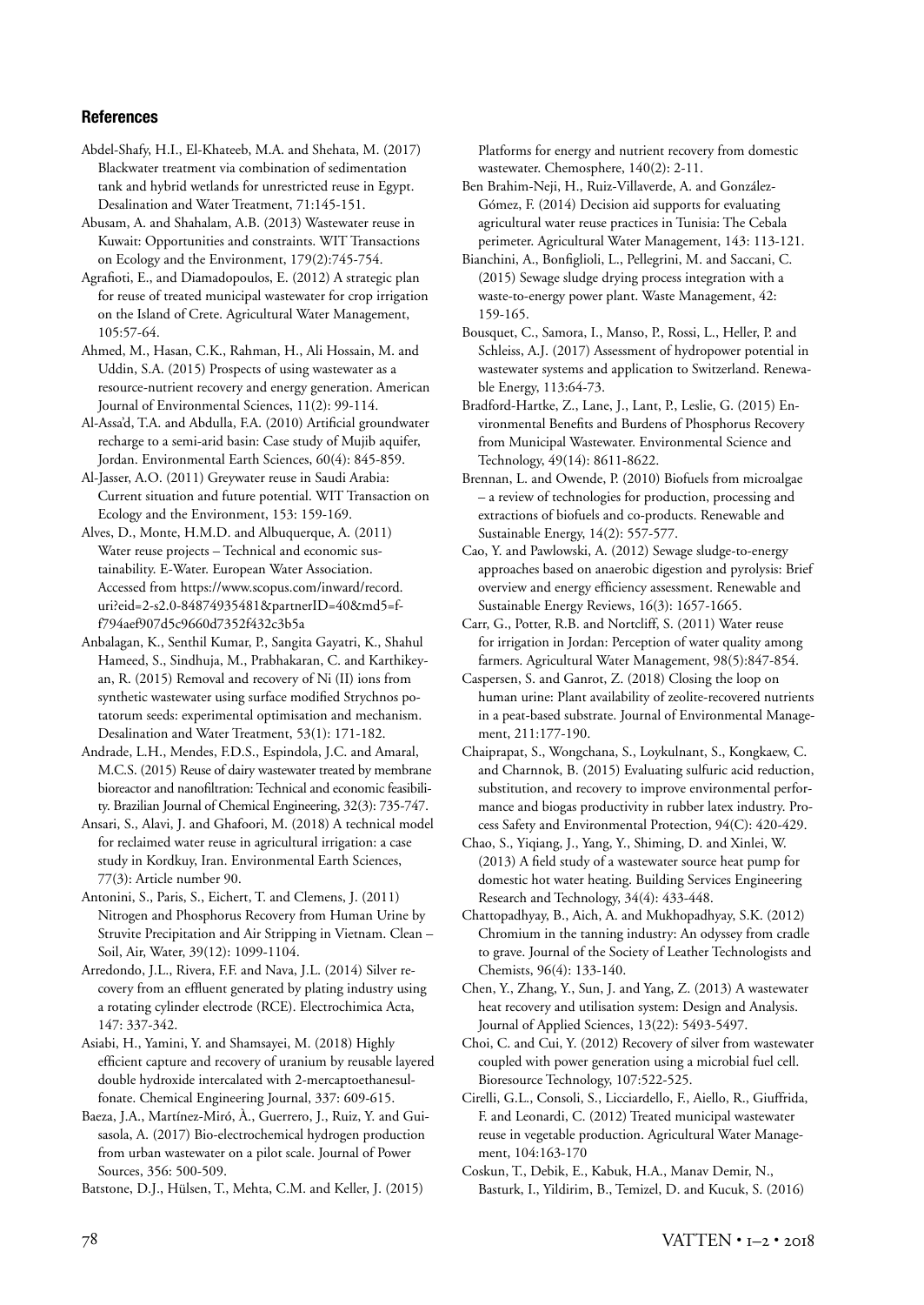## References

Abdel-Shafy, H.I., El-Khateeb, M.A. and Shehata, M. (2017) Blackwater treatment via combination of sedimentation tank and hybrid wetlands for unrestricted reuse in Egypt. Desalination and Water Treatment, 71:145-151.

Abusam, A. and Shahalam, A.B. (2013) Wastewater reuse in Kuwait: Opportunities and constraints. WIT Transactions on Ecology and the Environment, 179(2):745-754.

Agrafioti, E., and Diamadopoulos, E. (2012) A strategic plan for reuse of treated municipal wastewater for crop irrigation on the Island of Crete. Agricultural Water Management, 105:57-64.

Ahmed, M., Hasan, C.K., Rahman, H., Ali Hossain, M. and Uddin, S.A. (2015) Prospects of using wastewater as a resource-nutrient recovery and energy generation. American Journal of Environmental Sciences, 11(2): 99-114.

Al-Assa'd, T.A. and Abdulla, F.A. (2010) Artificial groundwater recharge to a semi-arid basin: Case study of Mujib aquifer, Jordan. Environmental Earth Sciences, 60(4): 845-859.

Al-Jasser, A.O. (2011) Greywater reuse in Saudi Arabia: Current situation and future potential. WIT Transaction on Ecology and the Environment, 153: 159-169.

Alves, D., Monte, H.M.D. and Albuquerque, A. (2011) Water reuse projects – Technical and economic sustainability. E-Water. European Water Association. Accessed from https://www.scopus.com/inward/record.uri?eid=2-s2.0-84874935481&partnerID=40&md5=ff794aef907d5c9660d7352f432c3b5a

Anbalagan, K., Senthil Kumar, P., Sangita Gayatri, K., Shahul Hameed, S., Sindhuja, M., Prabhakaran, C. and Karthikeyan, R. (2015) Removal and recovery of Ni (II) ions from synthetic wastewater using surface modified Strychnos potatorum seeds: experimental optimisation and mechanism. Desalination and Water Treatment, 53(1): 171-182.

Andrade, L.H., Mendes, F.D.S., Espindola, J.C. and Amaral, M.C.S. (2015) Reuse of dairy wastewater treated by membrane bioreactor and nanofiltration: Technical and economic feasibility. Brazilian Journal of Chemical Engineering, 32(3): 735-747.

Ansari, S., Alavi, J. and Ghafoori, M. (2018) A technical model for reclaimed water reuse in agricultural irrigation: a case study in Kordkuy, Iran. Environmental Earth Sciences, 77(3): Article number 90.

Antonini, S., Paris, S., Eichert, T. and Clemens, J. (2011) Nitrogen and Phosphorus Recovery from Human Urine by Struvite Precipitation and Air Stripping in Vietnam. Clean – Soil, Air, Water, 39(12): 1099-1104.

Arredondo, J.L., Rivera, F.F. and Nava, J.L. (2014) Silver recovery from an effluent generated by plating industry using a rotating cylinder electrode (RCE). Electrochimica Acta, 147: 337-342.

Asiabi, H., Yamini, Y. and Shamsayei, M. (2018) Highly efficient capture and recovery of uranium by reusable layered double hydroxide intercalated with 2-mercaptoethanesulfonate. Chemical Engineering Journal, 337: 609-615.

Baeza, J.A., Martínez-Miró, À., Guerrero, J., Ruiz, Y. and Guisasola, A. (2017) Bio-electrochemical hydrogen production from urban wastewater on a pilot scale. Journal of Power Sources, 356: 500-509.

Batstone, D.J., Hülsen, T., Mehta, C.M. and Keller, J. (2015) Platforms for energy and nutrient recovery from domestic wastewater. Chemosphere, 140(2): 2-11.

Ben Brahim-Neji, H., Ruiz-Villaverde, A. and González-Gómez, F. (2014) Decision aid supports for evaluating agricultural water reuse practices in Tunisia: The Cebala perimeter. Agricultural Water Management, 143: 113-121.

Bianchini, A., Bonfiglioli, L., Pellegrini, M. and Saccani, C. (2015) Sewage sludge drying process integration with a waste-to-energy power plant. Waste Management, 42: 159-165.

Bousquet, C., Samora, I., Manso, P., Rossi, L., Heller, P. and Schleiss, A.J. (2017) Assessment of hydropower potential in wastewater systems and application to Switzerland. Renewable Energy, 113:64-73.

Bradford-Hartke, Z., Lane, J., Lant, P., Leslie, G. (2015) Environmental Benefits and Burdens of Phosphorus Recovery from Municipal Wastewater. Environmental Science and Technology, 49(14): 8611-8622.

Brennan, L. and Owende, P. (2010) Biofuels from microalgae – a review of technologies for production, processing and extractions of biofuels and co-products. Renewable and Sustainable Energy, 14(2): 557-577.

Cao, Y. and Pawlowski, A. (2012) Sewage sludge-to-energy approaches based on anaerobic digestion and pyrolysis: Brief overview and energy efficiency assessment. Renewable and Sustainable Energy Reviews, 16(3): 1657-1665.

Carr, G., Potter, R.B. and Nortcliff, S. (2011) Water reuse for irrigation in Jordan: Perception of water quality among farmers. Agricultural Water Management, 98(5):847-854.

Caspersen, S. and Ganrot, Z. (2018) Closing the loop on human urine: Plant availability of zeolite-recovered nutrients in a peat-based substrate. Journal of Environmental Management, 211:177-190.

Chaiprapat, S., Wongchana, S., Loykulnant, S., Kongkaew, C. and Charnnok, B. (2015) Evaluating sulfuric acid reduction, substitution, and recovery to improve environmental performance and biogas productivity in rubber latex industry. Process Safety and Environmental Protection, 94(C): 420-429.

Chao, S., Yiqiang, J., Yang, Y., Shiming, D. and Xinlei, W. (2013) A field study of a wastewater source heat pump for domestic hot water heating. Building Services Engineering Research and Technology, 34(4): 433-448.

Chattopadhyay, B., Aich, A. and Mukhopadhyay, S.K. (2012) Chromium in the tanning industry: An odyssey from cradle to grave. Journal of the Society of Leather Technologists and Chemists, 96(4): 133-140.

Chen, Y., Zhang, Y., Sun, J. and Yang, Z. (2013) A wastewater heat recovery and utilisation system: Design and Analysis. Journal of Applied Sciences, 13(22): 5493-5497.

Choi, C. and Cui, Y. (2012) Recovery of silver from wastewater coupled with power generation using a microbial fuel cell. Bioresource Technology, 107:522-525.

Cirelli, G.L., Consoli, S., Licciardello, F., Aiello, R., Giuffrida, F. and Leonardi, C. (2012) Treated municipal wastewater reuse in vegetable production. Agricultural Water Management, 104:163-170

Coskun, T., Debik, E., Kabuk, H.A., Manav Demir, N., Basturk, I., Yildirim, B., Temizel, D. and Kucuk, S. (2016)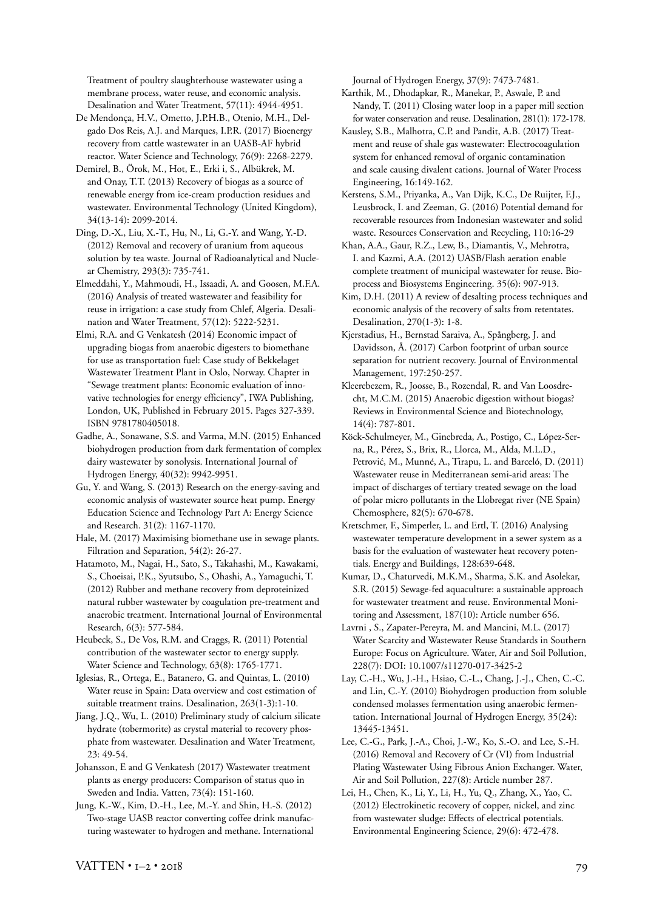Treatment of poultry slaughterhouse wastewater using a membrane process, water reuse, and economic analysis. Desalination and Water Treatment, 57(11): 4944-4951.

De Mendonça, H.V., Ometto, J.P.H.B., Otenio, M.H., Delgado Dos Reis, A.J. and Marques, I.P.R. (2017) Bioenergy recovery from cattle wastewater in an UASB-AF hybrid reactor. Water Science and Technology, 76(9): 2268-2279.

Demirel, B., Örok, M., Hot, E., Erki i, S., Albükrek, M. and Onay, T.T. (2013) Recovery of biogas as a source of renewable energy from ice-cream production residues and wastewater. Environmental Technology (United Kingdom), 34(13-14): 2099-2014.

Ding, D.-X., Liu, X.-T., Hu, N., Li, G.-Y. and Wang, Y.-D. (2012) Removal and recovery of uranium from aqueous solution by tea waste. Journal of Radioanalytical and Nuclear Chemistry, 293(3): 735-741.

Elmeddahi, Y., Mahmoudi, H., Issaadi, A. and Goosen, M.F.A. (2016) Analysis of treated wastewater and feasibility for reuse in irrigation: a case study from Chlef, Algeria. Desalination and Water Treatment, 57(12): 5222-5231.

Elmi, R.A. and G Venkatesh (2014) Economic impact of upgrading biogas from anaerobic digesters to biomethane for use as transportation fuel: Case study of Bekkelaget Wastewater Treatment Plant in Oslo, Norway. Chapter in "Sewage treatment plants: Economic evaluation of innovative technologies for energy efficiency", IWA Publishing, London, UK, Published in February 2015. Pages 327-339. ISBN 9781780405018.

Gadhe, A., Sonawane, S.S. and Varma, M.N. (2015) Enhanced biohydrogen production from dark fermentation of complex dairy wastewater by sonolysis. International Journal of Hydrogen Energy, 40(32): 9942-9951.

Gu, Y. and Wang, S. (2013) Research on the energy-saving and economic analysis of wastewater source heat pump. Energy Education Science and Technology Part A: Energy Science and Research. 31(2): 1167-1170.

Hale, M. (2017) Maximising biomethane use in sewage plants. Filtration and Separation, 54(2): 26-27.

Hatamoto, M., Nagai, H., Sato, S., Takahashi, M., Kawakami, S., Choeisai, P.K., Syutsubo, S., Ohashi, A., Yamaguchi, T. (2012) Rubber and methane recovery from deproteinized natural rubber wastewater by coagulation pre-treatment and anaerobic treatment. International Journal of Environmental Research, 6(3): 577-584.

Heubeck, S., De Vos, R.M. and Craggs, R. (2011) Potential contribution of the wastewater sector to energy supply. Water Science and Technology, 63(8): 1765-1771.

Iglesias, R., Ortega, E., Batanero, G. and Quintas, L. (2010) Water reuse in Spain: Data overview and cost estimation of suitable treatment trains. Desalination, 263(1-3):1-10.

Jiang, J.Q., Wu, L. (2010) Preliminary study of calcium silicate hydrate (tobermorite) as crystal material to recovery phosphate from wastewater. Desalination and Water Treatment, 23: 49-54.

Johansson, E and G Venkatesh (2017) Wastewater treatment plants as energy producers: Comparison of status quo in Sweden and India. Vatten, 73(4): 151-160.

Jung, K.-W., Kim, D.-H., Lee, M.-Y. and Shin, H.-S. (2012) Two-stage UASB reactor converting coffee drink manufacturing wastewater to hydrogen and methane. International Journal of Hydrogen Energy, 37(9): 7473-7481.

Karthik, M., Dhodapkar, R., Manekar, P., Aswale, P. and Nandy, T. (2011) Closing water loop in a paper mill section for water conservation and reuse. Desalination, 281(1): 172-178.

Kausley, S.B., Malhotra, C.P. and Pandit, A.B. (2017) Treatment and reuse of shale gas wastewater: Electrocoagulation system for enhanced removal of organic contamination and scale causing divalent cations. Journal of Water Process Engineering, 16:149-162.

Kerstens, S.M., Priyanka, A., Van Dijk, K.C., De Ruijter, F.J., Leusbrock, I. and Zeeman, G. (2016) Potential demand for recoverable resources from Indonesian wastewater and solid waste. Resources Conservation and Recycling, 110:16-29

Khan, A.A., Gaur, R.Z., Lew, B., Diamantis, V., Mehrotra, I. and Kazmi, A.A. (2012) UASB/Flash aeration enable complete treatment of municipal wastewater for reuse. Bioprocess and Biosystems Engineering. 35(6): 907-913.

Kim, D.H. (2011) A review of desalting process techniques and economic analysis of the recovery of salts from retentates. Desalination, 270(1-3): 1-8.

Kjerstadius, H., Bernstad Saraiva, A., Spångberg, J. and Davidsson, Å. (2017) Carbon footprint of urban source separation for nutrient recovery. Journal of Environmental Management, 197:250-257.

Kleerebezem, R., Joosse, B., Rozendal, R. and Van Loosdrecht, M.C.M. (2015) Anaerobic digestion without biogas? Reviews in Environmental Science and Biotechnology, 14(4): 787-801.

Köck-Schulmeyer, M., Ginebreda, A., Postigo, C., López-Serna, R., Pérez, S., Brix, R., Llorca, M., Alda, M.L.D., Petrović, M., Munné, A., Tirapu, L. and Barceló, D. (2011) Wastewater reuse in Mediterranean semi-arid areas: The impact of discharges of tertiary treated sewage on the load of polar micro pollutants in the Llobregat river (NE Spain) Chemosphere, 82(5): 670-678.

Kretschmer, F., Simperler, L. and Ertl, T. (2016) Analysing wastewater temperature development in a sewer system as a basis for the evaluation of wastewater heat recovery potentials. Energy and Buildings, 128:639-648.

Kumar, D., Chaturvedi, M.K.M., Sharma, S.K. and Asolekar, S.R. (2015) Sewage-fed aquaculture: a sustainable approach for wastewater treatment and reuse. Environmental Monitoring and Assessment, 187(10): Article number 656.

Lavrni , S., Zapater-Pereyra, M. and Mancini, M.L. (2017) Water Scarcity and Wastewater Reuse Standards in Southern Europe: Focus on Agriculture. Water, Air and Soil Pollution, 228(7): DOI: 10.1007/s11270-017-3425-2

Lay, C.-H., Wu, J.-H., Hsiao, C.-L., Chang, J.-J., Chen, C.-C. and Lin, C.-Y. (2010) Biohydrogen production from soluble condensed molasses fermentation using anaerobic fermentation. International Journal of Hydrogen Energy, 35(24): 13445-13451.

Lee, C.-G., Park, J.-A., Choi, J.-W., Ko, S.-O. and Lee, S.-H. (2016) Removal and Recovery of Cr (VI) from Industrial Plating Wastewater Using Fibrous Anion Exchanger. Water, Air and Soil Pollution, 227(8): Article number 287.

Lei, H., Chen, K., Li, Y., Li, H., Yu, Q., Zhang, X., Yao, C. (2012) Electrokinetic recovery of copper, nickel, and zinc from wastewater sludge: Effects of electrical potentials. Environmental Engineering Science, 29(6): 472-478.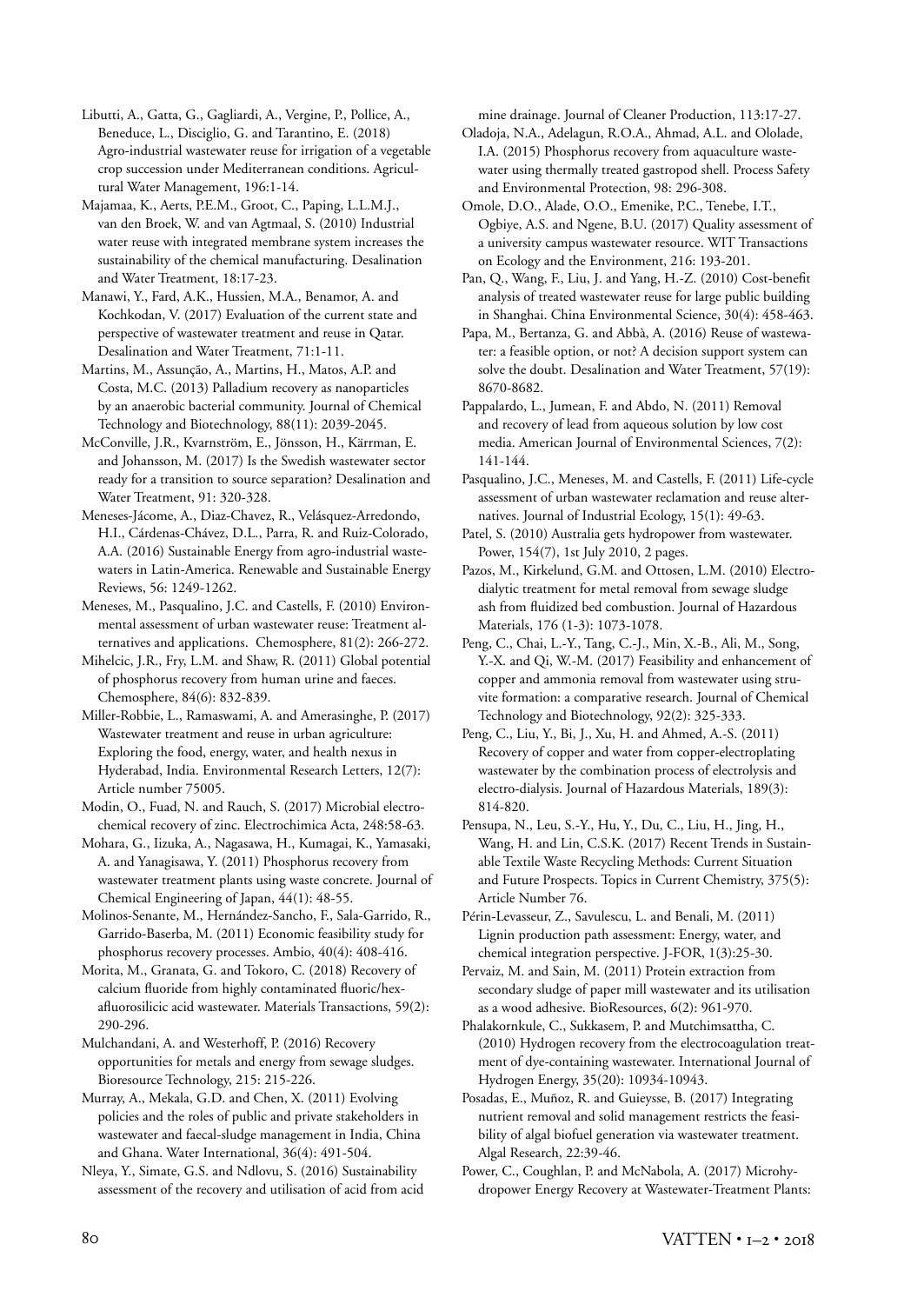Libutti, A., Gatta, G., Gagliardi, A., Vergine, P., Pollice, A., Beneduce, L., Disciglio, G. and Tarantino, E. (2018) Agro-industrial wastewater reuse for irrigation of a vegetable crop succession under Mediterranean conditions. Agricultural Water Management, 196:1-14.

Majamaa, K., Aerts, P.E.M., Groot, C., Paping, L.L.M.J., van den Broek, W. and van Agtmaal, S. (2010) Industrial water reuse with integrated membrane system increases the sustainability of the chemical manufacturing. Desalination and Water Treatment, 18:17-23.

Manawi, Y., Fard, A.K., Hussien, M.A., Benamor, A. and Kochkodan, V. (2017) Evaluation of the current state and perspective of wastewater treatment and reuse in Qatar. Desalination and Water Treatment, 71:1-11.

Martins, M., Assunção, A., Martins, H., Matos, A.P. and Costa, M.C. (2013) Palladium recovery as nanoparticles by an anaerobic bacterial community. Journal of Chemical Technology and Biotechnology, 88(11): 2039-2045.

McConville, J.R., Kvarnström, E., Jönsson, H., Kärrman, E. and Johansson, M. (2017) Is the Swedish wastewater sector ready for a transition to source separation? Desalination and Water Treatment, 91: 320-328.

Meneses-Jácome, A., Diaz-Chavez, R., Velásquez-Arredondo, H.I., Cárdenas-Chávez, D.L., Parra, R. and Ruiz-Colorado, A.A. (2016) Sustainable Energy from agro-industrial wastewaters in Latin-America. Renewable and Sustainable Energy Reviews, 56: 1249-1262.

Meneses, M., Pasqualino, J.C. and Castells, F. (2010) Environmental assessment of urban wastewater reuse: Treatment alternatives and applications. Chemosphere, 81(2): 266-272.

Mihelcic, J.R., Fry, L.M. and Shaw, R. (2011) Global potential of phosphorus recovery from human urine and faeces. Chemosphere, 84(6): 832-839.

Miller-Robbie, L., Ramaswami, A. and Amerasinghe, P. (2017) Wastewater treatment and reuse in urban agriculture: Exploring the food, energy, water, and health nexus in Hyderabad, India. Environmental Research Letters, 12(7): Article number 75005.

Modin, O., Fuad, N. and Rauch, S. (2017) Microbial electrochemical recovery of zinc. Electrochimica Acta, 248:58-63.

Mohara, G., Iizuka, A., Nagasawa, H., Kumagai, K., Yamasaki, A. and Yanagisawa, Y. (2011) Phosphorus recovery from wastewater treatment plants using waste concrete. Journal of Chemical Engineering of Japan, 44(1): 48-55.

Molinos-Senante, M., Hernández-Sancho, F., Sala-Garrido, R., Garrido-Baserba, M. (2011) Economic feasibility study for phosphorus recovery processes. Ambio, 40(4): 408-416.

Morita, M., Granata, G. and Tokoro, C. (2018) Recovery of calcium fluoride from highly contaminated fluoric/hexafluorosilicic acid wastewater. Materials Transactions, 59(2): 290-296.

Mulchandani, A. and Westerhoff, P. (2016) Recovery opportunities for metals and energy from sewage sludges. Bioresource Technology, 215: 215-226.

Murray, A., Mekala, G.D. and Chen, X. (2011) Evolving policies and the roles of public and private stakeholders in wastewater and faecal-sludge management in India, China and Ghana. Water International, 36(4): 491-504.

Nleya, Y., Simate, G.S. and Ndlovu, S. (2016) Sustainability assessment of the recovery and utilisation of acid from acid mine drainage. Journal of Cleaner Production, 113:17-27.

Oladoja, N.A., Adelagun, R.O.A., Ahmad, A.L. and Ololade, I.A. (2015) Phosphorus recovery from aquaculture wastewater using thermally treated gastropod shell. Process Safety and Environmental Protection, 98: 296-308.

Omole, D.O., Alade, O.O., Emenike, P.C., Tenebe, I.T., Ogbiye, A.S. and Ngene, B.U. (2017) Quality assessment of a university campus wastewater resource. WIT Transactions on Ecology and the Environment, 216: 193-201.

Pan, Q., Wang, F., Liu, J. and Yang, H.-Z. (2010) Cost-benefit analysis of treated wastewater reuse for large public building in Shanghai. China Environmental Science, 30(4): 458-463.

Papa, M., Bertanza, G. and Abbà, A. (2016) Reuse of wastewater: a feasible option, or not? A decision support system can solve the doubt. Desalination and Water Treatment, 57(19): 8670-8682.

Pappalardo, L., Jumean, F. and Abdo, N. (2011) Removal and recovery of lead from aqueous solution by low cost media. American Journal of Environmental Sciences, 7(2): 141-144.

Pasqualino, J.C., Meneses, M. and Castells, F. (2011) Life-cycle assessment of urban wastewater reclamation and reuse alternatives. Journal of Industrial Ecology, 15(1): 49-63.

Patel, S. (2010) Australia gets hydropower from wastewater. Power, 154(7), 1st July 2010, 2 pages.

Pazos, M., Kirkelund, G.M. and Ottosen, L.M. (2010) Electrodialytic treatment for metal removal from sewage sludge ash from fluidized bed combustion. Journal of Hazardous Materials, 176 (1-3): 1073-1078.

Peng, C., Chai, L.-Y., Tang, C.-J., Min, X.-B., Ali, M., Song, Y.-X. and Qi, W.-M. (2017) Feasibility and enhancement of copper and ammonia removal from wastewater using struvite formation: a comparative research. Journal of Chemical Technology and Biotechnology, 92(2): 325-333.

Peng, C., Liu, Y., Bi, J., Xu, H. and Ahmed, A.-S. (2011) Recovery of copper and water from copper-electroplating wastewater by the combination process of electrolysis and electro-dialysis. Journal of Hazardous Materials, 189(3): 814-820.

Pensupa, N., Leu, S.-Y., Hu, Y., Du, C., Liu, H., Jing, H., Wang, H. and Lin, C.S.K. (2017) Recent Trends in Sustainable Textile Waste Recycling Methods: Current Situation and Future Prospects. Topics in Current Chemistry, 375(5): Article Number 76.

Périn-Levasseur, Z., Savulescu, L. and Benali, M. (2011) Lignin production path assessment: Energy, water, and chemical integration perspective. J-FOR, 1(3):25-30.

Pervaiz, M. and Sain, M. (2011) Protein extraction from secondary sludge of paper mill wastewater and its utilisation as a wood adhesive. BioResources, 6(2): 961-970.

Phalakornkule, C., Sukkasem, P. and Mutchimsattha, C. (2010) Hydrogen recovery from the electrocoagulation treatment of dye-containing wastewater. International Journal of Hydrogen Energy, 35(20): 10934-10943.

Posadas, E., Muñoz, R. and Guieysse, B. (2017) Integrating nutrient removal and solid management restricts the feasibility of algal biofuel generation via wastewater treatment. Algal Research, 22:39-46.

Power, C., Coughlan, P. and McNabola, A. (2017) Microhydropower Energy Recovery at Wastewater-Treatment Plants: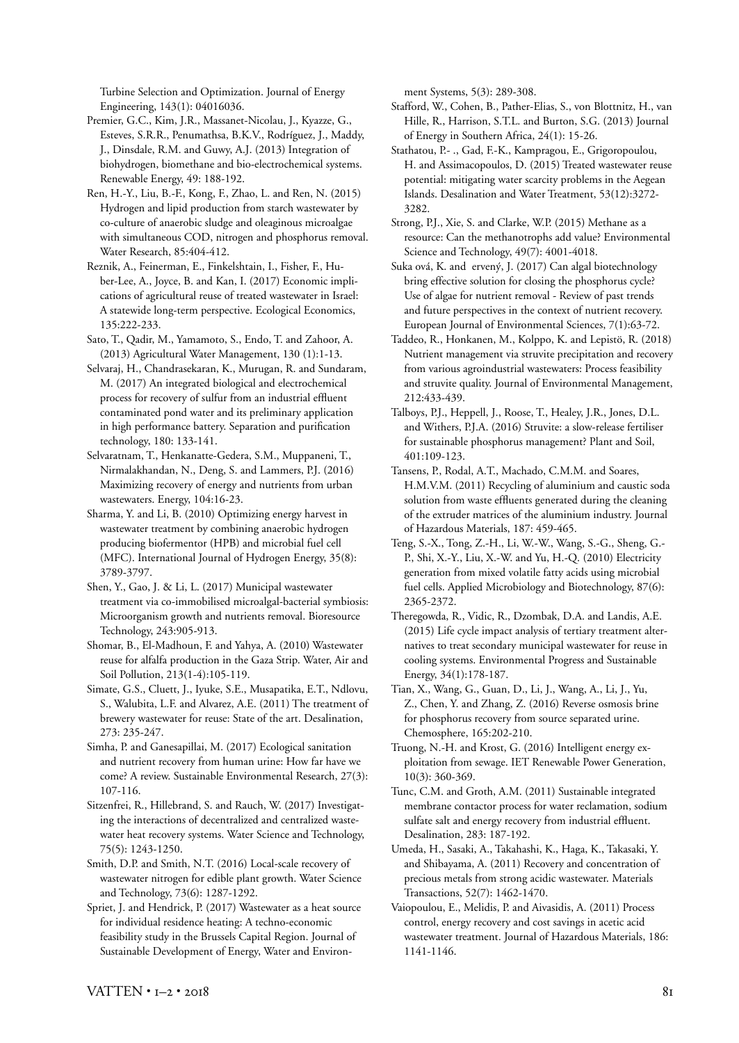Turbine Selection and Optimization. Journal of Energy Engineering, 143(1): 04016036.

Premier, G.C., Kim, J.R., Massanet-Nicolau, J., Kyazze, G., Esteves, S.R.R., Penumathsa, B.K.V., Rodríguez, J., Maddy, J., Dinsdale, R.M. and Guwy, A.J. (2013) Integration of biohydrogen, biomethane and bio-electrochemical systems. Renewable Energy, 49: 188-192.

Ren, H.-Y., Liu, B.-F., Kong, F., Zhao, L. and Ren, N. (2015) Hydrogen and lipid production from starch wastewater by co-culture of anaerobic sludge and oleaginous microalgae with simultaneous COD, nitrogen and phosphorus removal. Water Research, 85:404-412.

Reznik, A., Feinerman, E., Finkelshtain, I., Fisher, F., Huber-Lee, A., Joyce, B. and Kan, I. (2017) Economic implications of agricultural reuse of treated wastewater in Israel: A statewide long-term perspective. Ecological Economics, 135:222-233.

Sato, T., Qadir, M., Yamamoto, S., Endo, T. and Zahoor, A. (2013) Agricultural Water Management, 130 (1):1-13.

Selvaraj, H., Chandrasekaran, K., Murugan, R. and Sundaram, M. (2017) An integrated biological and electrochemical process for recovery of sulfur from an industrial effluent contaminated pond water and its preliminary application in high performance battery. Separation and purification technology, 180: 133-141.

Selvaratnam, T., Henkanatte-Gedera, S.M., Muppaneni, T., Nirmalakhandan, N., Deng, S. and Lammers, P.J. (2016) Maximizing recovery of energy and nutrients from urban wastewaters. Energy, 104:16-23.

Sharma, Y. and Li, B. (2010) Optimizing energy harvest in wastewater treatment by combining anaerobic hydrogen producing biofermentor (HPB) and microbial fuel cell (MFC). International Journal of Hydrogen Energy, 35(8): 3789-3797.

Shen, Y., Gao, J. & Li, L. (2017) Municipal wastewater treatment via co-immobilised microalgal-bacterial symbiosis: Microorganism growth and nutrients removal. Bioresource Technology, 243:905-913.

Shomar, B., El-Madhoun, F. and Yahya, A. (2010) Wastewater reuse for alfalfa production in the Gaza Strip. Water, Air and Soil Pollution, 213(1-4):105-119.

Simate, G.S., Cluett, J., Iyuke, S.E., Musapatika, E.T., Ndlovu, S., Walubita, L.F. and Alvarez, A.E. (2011) The treatment of brewery wastewater for reuse: State of the art. Desalination, 273: 235-247.

Simha, P. and Ganesapillai, M. (2017) Ecological sanitation and nutrient recovery from human urine: How far have we come? A review. Sustainable Environmental Research, 27(3): 107-116.

Sitzenfrei, R., Hillebrand, S. and Rauch, W. (2017) Investigating the interactions of decentralized and centralized wastewater heat recovery systems. Water Science and Technology, 75(5): 1243-1250.

Smith, D.P. and Smith, N.T. (2016) Local-scale recovery of wastewater nitrogen for edible plant growth. Water Science and Technology, 73(6): 1287-1292.

Spriet, J. and Hendrick, P. (2017) Wastewater as a heat source for individual residence heating: A techno-economic feasibility study in the Brussels Capital Region. Journal of Sustainable Development of Energy, Water and Environment Systems, 5(3): 289-308.

Stafford, W., Cohen, B., Pather-Elias, S., von Blottnitz, H., van Hille, R., Harrison, S.T.L. and Burton, S.G. (2013) Journal of Energy in Southern Africa, 24(1): 15-26.

Stathatou, P.- ., Gad, F.-K., Kampragou, E., Grigoropoulou, H. and Assimacopoulos, D. (2015) Treated wastewater reuse potential: mitigating water scarcity problems in the Aegean Islands. Desalination and Water Treatment, 53(12):3272-3282.

Strong, P.J., Xie, S. and Clarke, W.P. (2015) Methane as a resource: Can the methanotrophs add value? Environmental Science and Technology, 49(7): 4001-4018.

Suka ová, K. and ervený, J. (2017) Can algal biotechnology bring effective solution for closing the phosphorus cycle? Use of algae for nutrient removal - Review of past trends and future perspectives in the context of nutrient recovery. European Journal of Environmental Sciences, 7(1):63-72.

Taddeo, R., Honkanen, M., Kolppo, K. and Lepistö, R. (2018) Nutrient management via struvite precipitation and recovery from various agroindustrial wastewaters: Process feasibility and struvite quality. Journal of Environmental Management, 212:433-439.

Talboys, P.J., Heppell, J., Roose, T., Healey, J.R., Jones, D.L. and Withers, P.J.A. (2016) Struvite: a slow-release fertiliser for sustainable phosphorus management? Plant and Soil, 401:109-123.

Tansens, P., Rodal, A.T., Machado, C.M.M. and Soares, H.M.V.M. (2011) Recycling of aluminium and caustic soda solution from waste effluents generated during the cleaning of the extruder matrices of the aluminium industry. Journal of Hazardous Materials, 187: 459-465.

Teng, S.-X., Tong, Z.-H., Li, W.-W., Wang, S.-G., Sheng, G.-P., Shi, X.-Y., Liu, X.-W. and Yu, H.-Q. (2010) Electricity generation from mixed volatile fatty acids using microbial fuel cells. Applied Microbiology and Biotechnology, 87(6): 2365-2372.

Theregowda, R., Vidic, R., Dzombak, D.A. and Landis, A.E. (2015) Life cycle impact analysis of tertiary treatment alternatives to treat secondary municipal wastewater for reuse in cooling systems. Environmental Progress and Sustainable Energy, 34(1):178-187.

Tian, X., Wang, G., Guan, D., Li, J., Wang, A., Li, J., Yu, Z., Chen, Y. and Zhang, Z. (2016) Reverse osmosis brine for phosphorus recovery from source separated urine. Chemosphere, 165:202-210.

Truong, N.-H. and Krost, G. (2016) Intelligent energy exploitation from sewage. IET Renewable Power Generation, 10(3): 360-369.

Tunc, C.M. and Groth, A.M. (2011) Sustainable integrated membrane contactor process for water reclamation, sodium sulfate salt and energy recovery from industrial effluent. Desalination, 283: 187-192.

Umeda, H., Sasaki, A., Takahashi, K., Haga, K., Takasaki, Y. and Shibayama, A. (2011) Recovery and concentration of precious metals from strong acidic wastewater. Materials Transactions, 52(7): 1462-1470.

Vaiopoulou, E., Melidis, P. and Aivasidis, A. (2011) Process control, energy recovery and cost savings in acetic acid wastewater treatment. Journal of Hazardous Materials, 186: 1141-1146.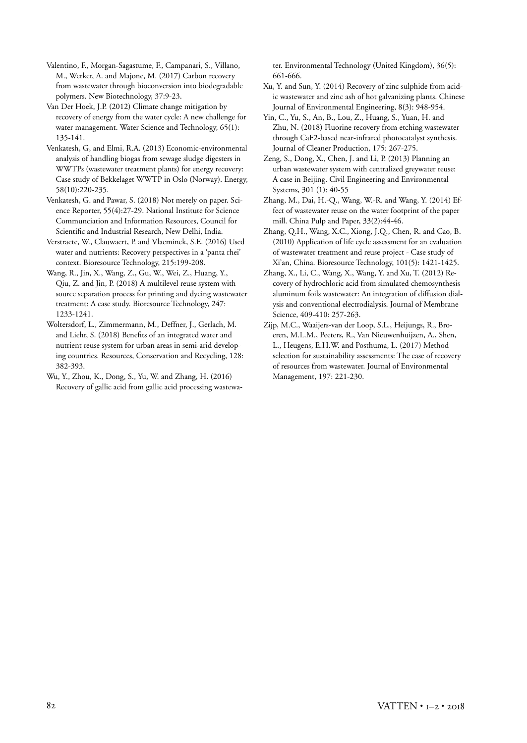Valentino, F., Morgan-Sagastume, F., Campanari, S., Villano, M., Werker, A. and Majone, M. (2017) Carbon recovery from wastewater through bioconversion into biodegradable polymers. New Biotechnology, 37:9-23.

Van Der Hoek, J.P. (2012) Climate change mitigation by recovery of energy from the water cycle: A new challenge for water management. Water Science and Technology, 65(1): 135-141.

Venkatesh, G, and Elmi, R.A. (2013) Economic-environmental analysis of handling biogas from sewage sludge digesters in WWTPs (wastewater treatment plants) for energy recovery: Case study of Bekkelaget WWTP in Oslo (Norway). Energy, 58(10):220-235.

Venkatesh, G. and Pawar, S. (2018) Not merely on paper. Science Reporter, 55(4):27-29. National Institute for Science Communciation and Information Resources, Council for Scientific and Industrial Research, New Delhi, India.

Verstraete, W., Clauwaert, P. and Vlaeminck, S.E. (2016) Used water and nutrients: Recovery perspectives in a 'panta rhei' context. Bioresource Technology, 215:199-208.

Wang, R., Jin, X., Wang, Z., Gu, W., Wei, Z., Huang, Y., Qiu, Z. and Jin, P. (2018) A multilevel reuse system with source separation process for printing and dyeing wastewater treatment: A case study. Bioresource Technology, 247: 1233-1241.

Woltersdorf, L., Zimmermann, M., Deffner, J., Gerlach, M. and Liehr, S. (2018) Benefits of an integrated water and nutrient reuse system for urban areas in semi-arid developing countries. Resources, Conservation and Recycling, 128: 382-393.

Wu, Y., Zhou, K., Dong, S., Yu, W. and Zhang, H. (2016) Recovery of gallic acid from gallic acid processing wastewater. Environmental Technology (United Kingdom), 36(5): 661-666.

Xu, Y. and Sun, Y. (2014) Recovery of zinc sulphide from acidic wastewater and zinc ash of hot galvanizing plants. Chinese Journal of Environmental Engineering, 8(3): 948-954.

Yin, C., Yu, S., An, B., Lou, Z., Huang, S., Yuan, H. and Zhu, N. (2018) Fluorine recovery from etching wastewater through CaF2-based near-infrared photocatalyst synthesis. Journal of Cleaner Production, 175: 267-275.

Zeng, S., Dong, X., Chen, J. and Li, P. (2013) Planning an urban wastewater system with centralized greywater reuse: A case in Beijing. Civil Engineering and Environmental Systems, 301 (1): 40-55

Zhang, M., Dai, H.-Q., Wang, W.-R. and Wang, Y. (2014) Effect of wastewater reuse on the water footprint of the paper mill. China Pulp and Paper, 33(2):44-46.

Zhang, Q.H., Wang, X.C., Xiong, J.Q., Chen, R. and Cao, B. (2010) Application of life cycle assessment for an evaluation of wastewater treatment and reuse project - Case study of Xi'an, China. Bioresource Technology, 101(5): 1421-1425.

Zhang, X., Li, C., Wang, X., Wang, Y. and Xu, T. (2012) Recovery of hydrochloric acid from simulated chemosynthesis aluminum foils wastewater: An integration of diffusion dialysis and conventional electrodialysis. Journal of Membrane Science, 409-410: 257-263.

Zijp, M.C., Waaijers-van der Loop, S.L., Heijungs, R., Broeren, M.L.M., Peeters, R., Van Nieuwenhuijzen, A., Shen, L., Heugens, E.H.W. and Posthuma, L. (2017) Method selection for sustainability assessments: The case of recovery of resources from wastewater. Journal of Environmental Management, 197: 221-230.